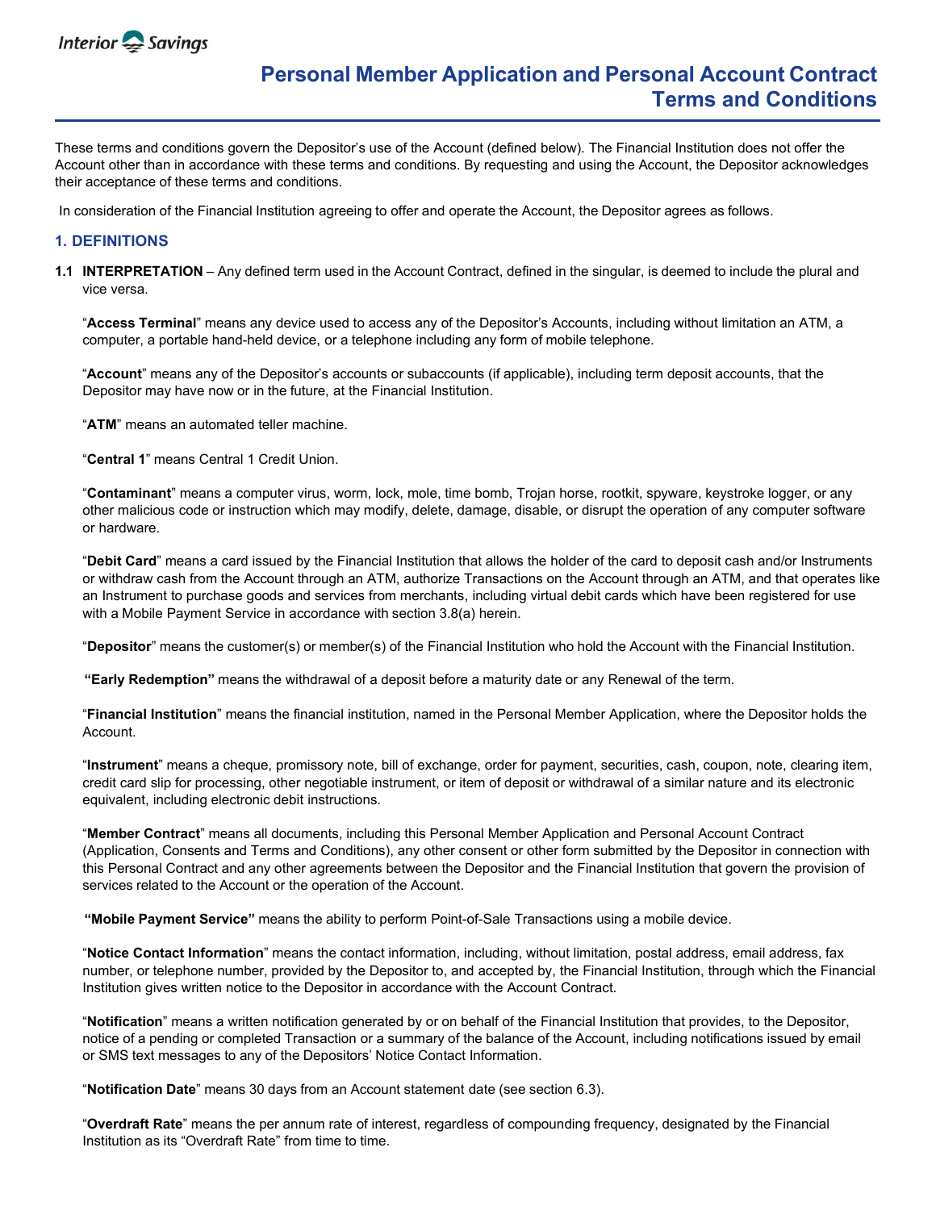Interior Savings

# Personal Member Application and Personal Account Contract Terms and Conditions

These terms and conditions govern the Depositor's use of the Account (defined below). The Financial Institution does not offer the Account other than in accordance with these terms and conditions. By requesting and using the Account, the Depositor acknowledges their acceptance of these terms and conditions.

In consideration of the Financial Institution agreeing to offer and operate the Account, the Depositor agrees as follows.

## 1. DEFINITIONS

**1.1 INTERPRETATION** – Any defined term used in the Account Contract, defined in the singular, is deemed to include the plural and vice versa.

"**Access Terminal**" means any device used to access any of the Depositor's Accounts, including without limitation an ATM, a computer, a portable hand-held device, or a telephone including any form of mobile telephone.

"**Account**" means any of the Depositor's accounts or subaccounts (if applicable), including term deposit accounts, that the Depositor may have now or in the future, at the Financial Institution.

"**ATM**" means an automated teller machine.

"**Central 1**" means Central 1 Credit Union.

"**Contaminant**" means a computer virus, worm, lock, mole, time bomb, Trojan horse, rootkit, spyware, keystroke logger, or any other malicious code or instruction which may modify, delete, damage, disable, or disrupt the operation of any computer software or hardware.

"**Debit Card**" means a card issued by the Financial Institution that allows the holder of the card to deposit cash and/or Instruments or withdraw cash from the Account through an ATM, authorize Transactions on the Account through an ATM, and that operates like an Instrument to purchase goods and services from merchants, including virtual debit cards which have been registered for use with a Mobile Payment Service in accordance with section 3.8(a) herein.

"**Depositor**" means the customer(s) or member(s) of the Financial Institution who hold the Account with the Financial Institution.

**"Early Redemption"** means the withdrawal of a deposit before a maturity date or any Renewal of the term.

"**Financial Institution**" means the financial institution, named in the Personal Member Application, where the Depositor holds the Account.

"**Instrument**" means a cheque, promissory note, bill of exchange, order for payment, securities, cash, coupon, note, clearing item, credit card slip for processing, other negotiable instrument, or item of deposit or withdrawal of a similar nature and its electronic equivalent, including electronic debit instructions.

"**Member Contract**" means all documents, including this Personal Member Application and Personal Account Contract (Application, Consents and Terms and Conditions), any other consent or other form submitted by the Depositor in connection with this Personal Contract and any other agreements between the Depositor and the Financial Institution that govern the provision of services related to the Account or the operation of the Account.

**"Mobile Payment Service"** means the ability to perform Point-of-Sale Transactions using a mobile device.

"**Notice Contact Information**" means the contact information, including, without limitation, postal address, email address, fax number, or telephone number, provided by the Depositor to, and accepted by, the Financial Institution, through which the Financial Institution gives written notice to the Depositor in accordance with the Account Contract.

"**Notification**" means a written notification generated by or on behalf of the Financial Institution that provides, to the Depositor, notice of a pending or completed Transaction or a summary of the balance of the Account, including notifications issued by email or SMS text messages to any of the Depositors' Notice Contact Information.

"**Notification Date**" means 30 days from an Account statement date (see section 6.3).

"**Overdraft Rate**" means the per annum rate of interest, regardless of compounding frequency, designated by the Financial Institution as its "Overdraft Rate" from time to time.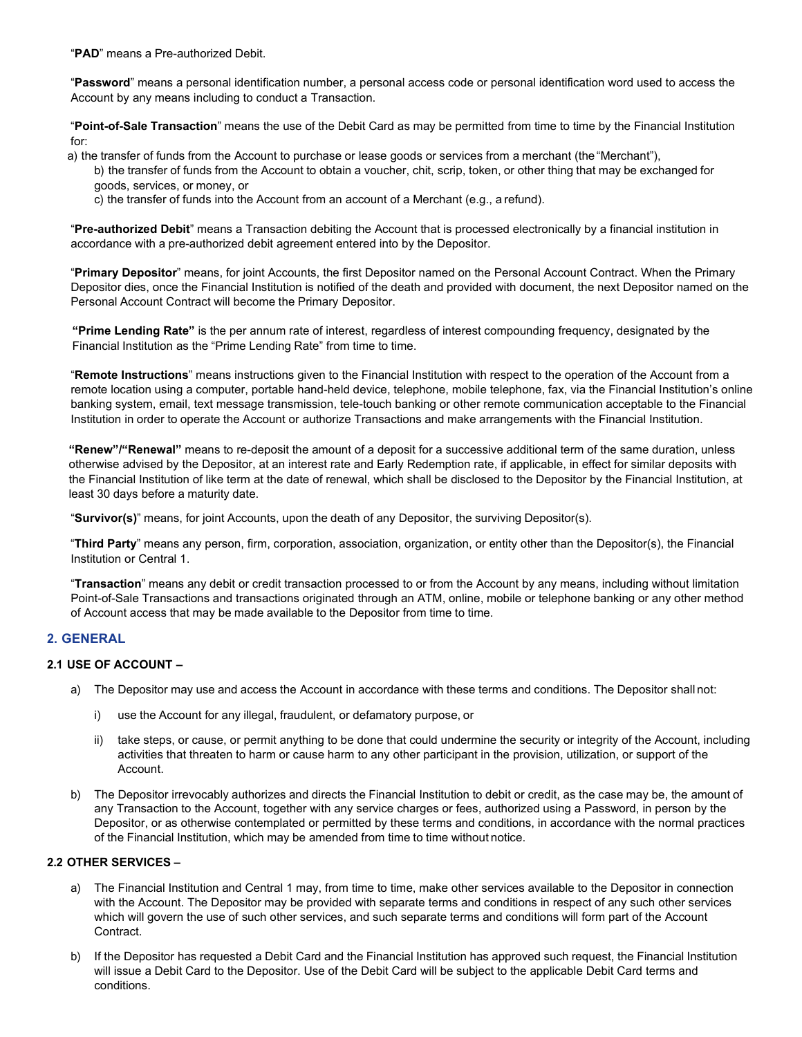"**PAD**" means a Pre-authorized Debit.

"**Password**" means a personal identification number, a personal access code or personal identification word used to access the Account by any means including to conduct a Transaction.

"**Point-of-Sale Transaction**" means the use of the Debit Card as may be permitted from time to time by the Financial Institution for:

a) the transfer of funds from the Account to purchase or lease goods or services from a merchant (the "Merchant"),
b) the transfer of funds from the Account to obtain a voucher, chit, scrip, token, or other thing that may be exchanged for goods, services, or money, or
c) the transfer of funds into the Account from an account of a Merchant (e.g., a refund).

"**Pre-authorized Debit**" means a Transaction debiting the Account that is processed electronically by a financial institution in accordance with a pre-authorized debit agreement entered into by the Depositor.

"**Primary Depositor**" means, for joint Accounts, the first Depositor named on the Personal Account Contract. When the Primary Depositor dies, once the Financial Institution is notified of the death and provided with document, the next Depositor named on the Personal Account Contract will become the Primary Depositor.

**"Prime Lending Rate"** is the per annum rate of interest, regardless of interest compounding frequency, designated by the Financial Institution as the "Prime Lending Rate" from time to time.

"**Remote Instructions**" means instructions given to the Financial Institution with respect to the operation of the Account from a remote location using a computer, portable hand-held device, telephone, mobile telephone, fax, via the Financial Institution's online banking system, email, text message transmission, tele-touch banking or other remote communication acceptable to the Financial Institution in order to operate the Account or authorize Transactions and make arrangements with the Financial Institution.

**"Renew"/"Renewal"** means to re-deposit the amount of a deposit for a successive additional term of the same duration, unless otherwise advised by the Depositor, at an interest rate and Early Redemption rate, if applicable, in effect for similar deposits with the Financial Institution of like term at the date of renewal, which shall be disclosed to the Depositor by the Financial Institution, at least 30 days before a maturity date.

"**Survivor(s)**" means, for joint Accounts, upon the death of any Depositor, the surviving Depositor(s).

"**Third Party**" means any person, firm, corporation, association, organization, or entity other than the Depositor(s), the Financial Institution or Central 1.

"**Transaction**" means any debit or credit transaction processed to or from the Account by any means, including without limitation Point-of-Sale Transactions and transactions originated through an ATM, online, mobile or telephone banking or any other method of Account access that may be made available to the Depositor from time to time.

## 2. GENERAL

### 2.1 USE OF ACCOUNT –

a) The Depositor may use and access the Account in accordance with these terms and conditions. The Depositor shall not:

   i) use the Account for any illegal, fraudulent, or defamatory purpose, or

   ii) take steps, or cause, or permit anything to be done that could undermine the security or integrity of the Account, including activities that threaten to harm or cause harm to any other participant in the provision, utilization, or support of the Account.

b) The Depositor irrevocably authorizes and directs the Financial Institution to debit or credit, as the case may be, the amount of any Transaction to the Account, together with any service charges or fees, authorized using a Password, in person by the Depositor, or as otherwise contemplated or permitted by these terms and conditions, in accordance with the normal practices of the Financial Institution, which may be amended from time to time without notice.

### 2.2 OTHER SERVICES –

a) The Financial Institution and Central 1 may, from time to time, make other services available to the Depositor in connection with the Account. The Depositor may be provided with separate terms and conditions in respect of any such other services which will govern the use of such other services, and such separate terms and conditions will form part of the Account Contract.

b) If the Depositor has requested a Debit Card and the Financial Institution has approved such request, the Financial Institution will issue a Debit Card to the Depositor. Use of the Debit Card will be subject to the applicable Debit Card terms and conditions.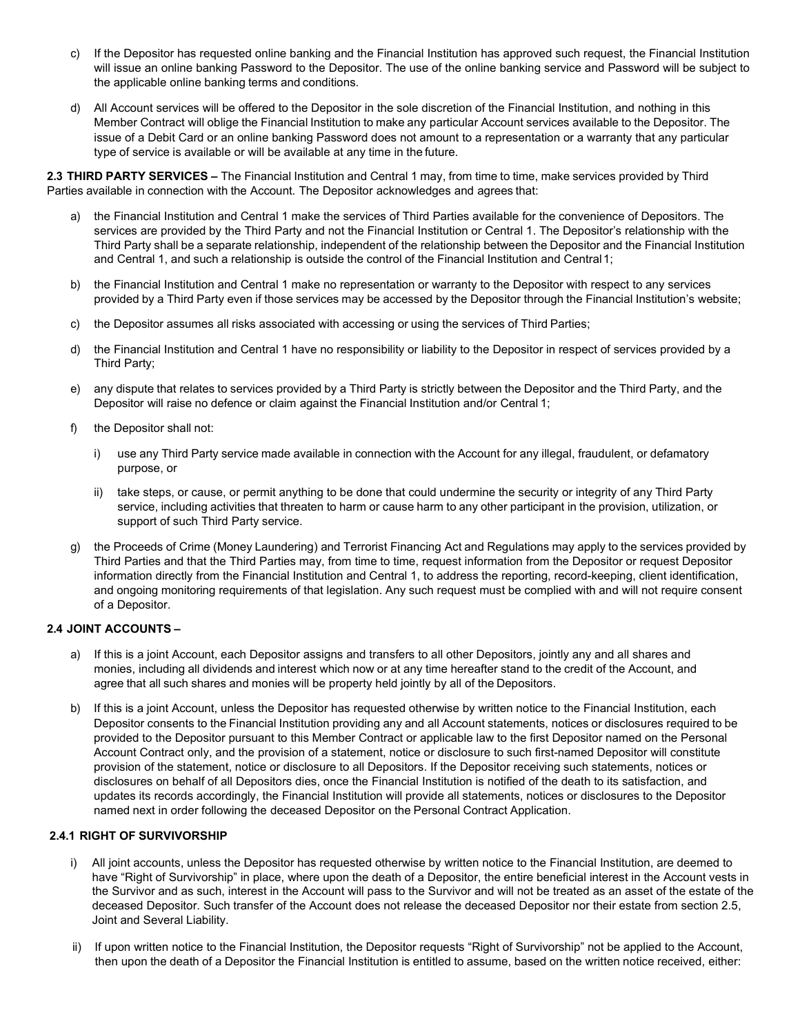c) If the Depositor has requested online banking and the Financial Institution has approved such request, the Financial Institution will issue an online banking Password to the Depositor. The use of the online banking service and Password will be subject to the applicable online banking terms and conditions.

d) All Account services will be offered to the Depositor in the sole discretion of the Financial Institution, and nothing in this Member Contract will oblige the Financial Institution to make any particular Account services available to the Depositor. The issue of a Debit Card or an online banking Password does not amount to a representation or a warranty that any particular type of service is available or will be available at any time in the future.

**2.3 THIRD PARTY SERVICES –** The Financial Institution and Central 1 may, from time to time, make services provided by Third Parties available in connection with the Account. The Depositor acknowledges and agrees that:

a) the Financial Institution and Central 1 make the services of Third Parties available for the convenience of Depositors. The services are provided by the Third Party and not the Financial Institution or Central 1. The Depositor's relationship with the Third Party shall be a separate relationship, independent of the relationship between the Depositor and the Financial Institution and Central 1, and such a relationship is outside the control of the Financial Institution and Central 1;

b) the Financial Institution and Central 1 make no representation or warranty to the Depositor with respect to any services provided by a Third Party even if those services may be accessed by the Depositor through the Financial Institution's website;

c) the Depositor assumes all risks associated with accessing or using the services of Third Parties;

d) the Financial Institution and Central 1 have no responsibility or liability to the Depositor in respect of services provided by a Third Party;

e) any dispute that relates to services provided by a Third Party is strictly between the Depositor and the Third Party, and the Depositor will raise no defence or claim against the Financial Institution and/or Central 1;

f) the Depositor shall not:

   i) use any Third Party service made available in connection with the Account for any illegal, fraudulent, or defamatory purpose, or

   ii) take steps, or cause, or permit anything to be done that could undermine the security or integrity of any Third Party service, including activities that threaten to harm or cause harm to any other participant in the provision, utilization, or support of such Third Party service.

g) the Proceeds of Crime (Money Laundering) and Terrorist Financing Act and Regulations may apply to the services provided by Third Parties and that the Third Parties may, from time to time, request information from the Depositor or request Depositor information directly from the Financial Institution and Central 1, to address the reporting, record-keeping, client identification, and ongoing monitoring requirements of that legislation. Any such request must be complied with and will not require consent of a Depositor.

**2.4 JOINT ACCOUNTS –**

a) If this is a joint Account, each Depositor assigns and transfers to all other Depositors, jointly any and all shares and monies, including all dividends and interest which now or at any time hereafter stand to the credit of the Account, and agree that all such shares and monies will be property held jointly by all of the Depositors.

b) If this is a joint Account, unless the Depositor has requested otherwise by written notice to the Financial Institution, each Depositor consents to the Financial Institution providing any and all Account statements, notices or disclosures required to be provided to the Depositor pursuant to this Member Contract or applicable law to the first Depositor named on the Personal Account Contract only, and the provision of a statement, notice or disclosure to such first-named Depositor will constitute provision of the statement, notice or disclosure to all Depositors. If the Depositor receiving such statements, notices or disclosures on behalf of all Depositors dies, once the Financial Institution is notified of the death to its satisfaction, and updates its records accordingly, the Financial Institution will provide all statements, notices or disclosures to the Depositor named next in order following the deceased Depositor on the Personal Contract Application.

**2.4.1 RIGHT OF SURVIVORSHIP**

i) All joint accounts, unless the Depositor has requested otherwise by written notice to the Financial Institution, are deemed to have "Right of Survivorship" in place, where upon the death of a Depositor, the entire beneficial interest in the Account vests in the Survivor and as such, interest in the Account will pass to the Survivor and will not be treated as an asset of the estate of the deceased Depositor. Such transfer of the Account does not release the deceased Depositor nor their estate from section 2.5, Joint and Several Liability.

ii) If upon written notice to the Financial Institution, the Depositor requests "Right of Survivorship" not be applied to the Account, then upon the death of a Depositor the Financial Institution is entitled to assume, based on the written notice received, either: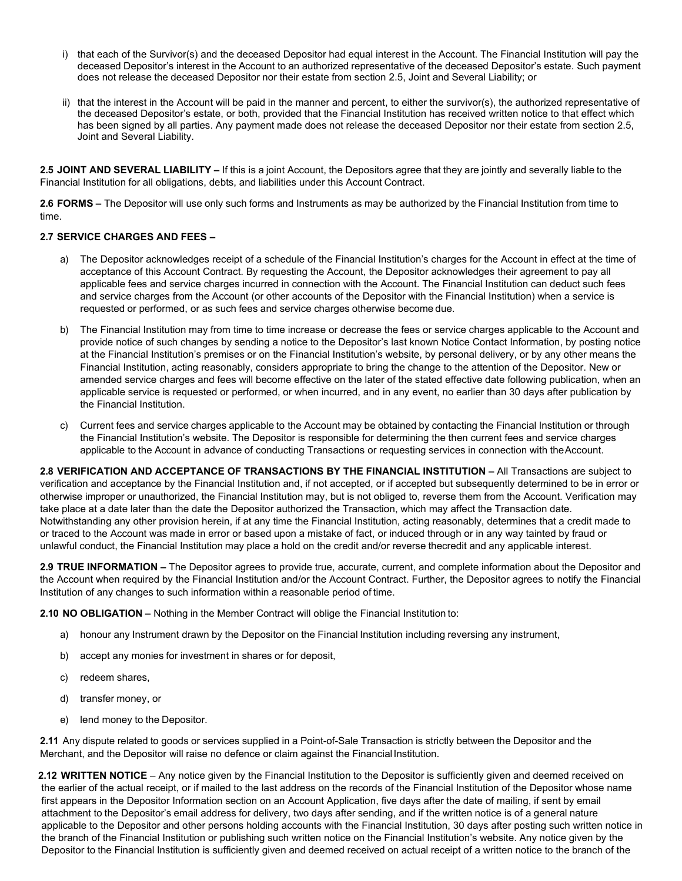i) that each of the Survivor(s) and the deceased Depositor had equal interest in the Account. The Financial Institution will pay the deceased Depositor's interest in the Account to an authorized representative of the deceased Depositor's estate. Such payment does not release the deceased Depositor nor their estate from section 2.5, Joint and Several Liability; or

ii) that the interest in the Account will be paid in the manner and percent, to either the survivor(s), the authorized representative of the deceased Depositor's estate, or both, provided that the Financial Institution has received written notice to that effect which has been signed by all parties. Any payment made does not release the deceased Depositor nor their estate from section 2.5, Joint and Several Liability.

**2.5 JOINT AND SEVERAL LIABILITY –** If this is a joint Account, the Depositors agree that they are jointly and severally liable to the Financial Institution for all obligations, debts, and liabilities under this Account Contract.

**2.6 FORMS –** The Depositor will use only such forms and Instruments as may be authorized by the Financial Institution from time to time.

**2.7 SERVICE CHARGES AND FEES –**

a) The Depositor acknowledges receipt of a schedule of the Financial Institution's charges for the Account in effect at the time of acceptance of this Account Contract. By requesting the Account, the Depositor acknowledges their agreement to pay all applicable fees and service charges incurred in connection with the Account. The Financial Institution can deduct such fees and service charges from the Account (or other accounts of the Depositor with the Financial Institution) when a service is requested or performed, or as such fees and service charges otherwise become due.

b) The Financial Institution may from time to time increase or decrease the fees or service charges applicable to the Account and provide notice of such changes by sending a notice to the Depositor's last known Notice Contact Information, by posting notice at the Financial Institution's premises or on the Financial Institution's website, by personal delivery, or by any other means the Financial Institution, acting reasonably, considers appropriate to bring the change to the attention of the Depositor. New or amended service charges and fees will become effective on the later of the stated effective date following publication, when an applicable service is requested or performed, or when incurred, and in any event, no earlier than 30 days after publication by the Financial Institution.

c) Current fees and service charges applicable to the Account may be obtained by contacting the Financial Institution or through the Financial Institution's website. The Depositor is responsible for determining the then current fees and service charges applicable to the Account in advance of conducting Transactions or requesting services in connection with the Account.

**2.8 VERIFICATION AND ACCEPTANCE OF TRANSACTIONS BY THE FINANCIAL INSTITUTION –** All Transactions are subject to verification and acceptance by the Financial Institution and, if not accepted, or if accepted but subsequently determined to be in error or otherwise improper or unauthorized, the Financial Institution may, but is not obliged to, reverse them from the Account. Verification may take place at a date later than the date the Depositor authorized the Transaction, which may affect the Transaction date. Notwithstanding any other provision herein, if at any time the Financial Institution, acting reasonably, determines that a credit made to or traced to the Account was made in error or based upon a mistake of fact, or induced through or in any way tainted by fraud or unlawful conduct, the Financial Institution may place a hold on the credit and/or reverse the credit and any applicable interest.

**2.9 TRUE INFORMATION –** The Depositor agrees to provide true, accurate, current, and complete information about the Depositor and the Account when required by the Financial Institution and/or the Account Contract. Further, the Depositor agrees to notify the Financial Institution of any changes to such information within a reasonable period of time.

**2.10 NO OBLIGATION –** Nothing in the Member Contract will oblige the Financial Institution to:

a) honour any Instrument drawn by the Depositor on the Financial Institution including reversing any instrument,

b) accept any monies for investment in shares or for deposit,

c) redeem shares,

d) transfer money, or

e) lend money to the Depositor.

**2.11** Any dispute related to goods or services supplied in a Point-of-Sale Transaction is strictly between the Depositor and the Merchant, and the Depositor will raise no defence or claim against the Financial Institution.

**2.12 WRITTEN NOTICE** – Any notice given by the Financial Institution to the Depositor is sufficiently given and deemed received on the earlier of the actual receipt, or if mailed to the last address on the records of the Financial Institution of the Depositor whose name first appears in the Depositor Information section on an Account Application, five days after the date of mailing, if sent by email attachment to the Depositor's email address for delivery, two days after sending, and if the written notice is of a general nature applicable to the Depositor and other persons holding accounts with the Financial Institution, 30 days after posting such written notice in the branch of the Financial Institution or publishing such written notice on the Financial Institution's website. Any notice given by the Depositor to the Financial Institution is sufficiently given and deemed received on actual receipt of a written notice to the branch of the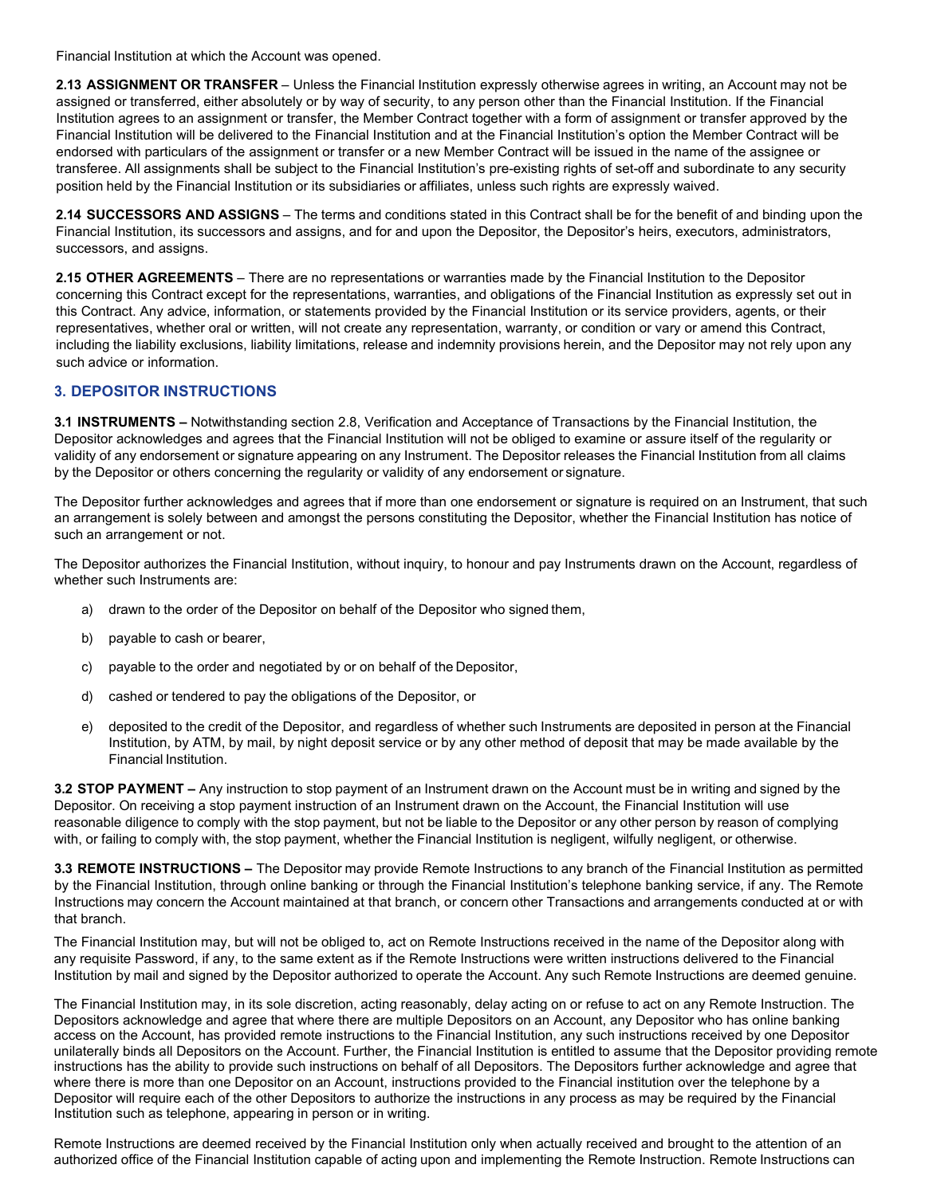Financial Institution at which the Account was opened.

**2.13 ASSIGNMENT OR TRANSFER** – Unless the Financial Institution expressly otherwise agrees in writing, an Account may not be assigned or transferred, either absolutely or by way of security, to any person other than the Financial Institution. If the Financial Institution agrees to an assignment or transfer, the Member Contract together with a form of assignment or transfer approved by the Financial Institution will be delivered to the Financial Institution and at the Financial Institution's option the Member Contract will be endorsed with particulars of the assignment or transfer or a new Member Contract will be issued in the name of the assignee or transferee. All assignments shall be subject to the Financial Institution's pre-existing rights of set-off and subordinate to any security position held by the Financial Institution or its subsidiaries or affiliates, unless such rights are expressly waived.

**2.14 SUCCESSORS AND ASSIGNS** – The terms and conditions stated in this Contract shall be for the benefit of and binding upon the Financial Institution, its successors and assigns, and for and upon the Depositor, the Depositor's heirs, executors, administrators, successors, and assigns.

**2.15 OTHER AGREEMENTS** – There are no representations or warranties made by the Financial Institution to the Depositor concerning this Contract except for the representations, warranties, and obligations of the Financial Institution as expressly set out in this Contract. Any advice, information, or statements provided by the Financial Institution or its service providers, agents, or their representatives, whether oral or written, will not create any representation, warranty, or condition or vary or amend this Contract, including the liability exclusions, liability limitations, release and indemnity provisions herein, and the Depositor may not rely upon any such advice or information.

## 3. DEPOSITOR INSTRUCTIONS

**3.1 INSTRUMENTS –** Notwithstanding section 2.8, Verification and Acceptance of Transactions by the Financial Institution, the Depositor acknowledges and agrees that the Financial Institution will not be obliged to examine or assure itself of the regularity or validity of any endorsement or signature appearing on any Instrument. The Depositor releases the Financial Institution from all claims by the Depositor or others concerning the regularity or validity of any endorsement or signature.

The Depositor further acknowledges and agrees that if more than one endorsement or signature is required on an Instrument, that such an arrangement is solely between and amongst the persons constituting the Depositor, whether the Financial Institution has notice of such an arrangement or not.

The Depositor authorizes the Financial Institution, without inquiry, to honour and pay Instruments drawn on the Account, regardless of whether such Instruments are:

a) drawn to the order of the Depositor on behalf of the Depositor who signed them,

b) payable to cash or bearer,

c) payable to the order and negotiated by or on behalf of the Depositor,

d) cashed or tendered to pay the obligations of the Depositor, or

e) deposited to the credit of the Depositor, and regardless of whether such Instruments are deposited in person at the Financial Institution, by ATM, by mail, by night deposit service or by any other method of deposit that may be made available by the Financial Institution.

**3.2 STOP PAYMENT –** Any instruction to stop payment of an Instrument drawn on the Account must be in writing and signed by the Depositor. On receiving a stop payment instruction of an Instrument drawn on the Account, the Financial Institution will use reasonable diligence to comply with the stop payment, but not be liable to the Depositor or any other person by reason of complying with, or failing to comply with, the stop payment, whether the Financial Institution is negligent, wilfully negligent, or otherwise.

**3.3 REMOTE INSTRUCTIONS –** The Depositor may provide Remote Instructions to any branch of the Financial Institution as permitted by the Financial Institution, through online banking or through the Financial Institution's telephone banking service, if any. The Remote Instructions may concern the Account maintained at that branch, or concern other Transactions and arrangements conducted at or with that branch.

The Financial Institution may, but will not be obliged to, act on Remote Instructions received in the name of the Depositor along with any requisite Password, if any, to the same extent as if the Remote Instructions were written instructions delivered to the Financial Institution by mail and signed by the Depositor authorized to operate the Account. Any such Remote Instructions are deemed genuine.

The Financial Institution may, in its sole discretion, acting reasonably, delay acting on or refuse to act on any Remote Instruction. The Depositors acknowledge and agree that where there are multiple Depositors on an Account, any Depositor who has online banking access on the Account, has provided remote instructions to the Financial Institution, any such instructions received by one Depositor unilaterally binds all Depositors on the Account. Further, the Financial Institution is entitled to assume that the Depositor providing remote instructions has the ability to provide such instructions on behalf of all Depositors. The Depositors further acknowledge and agree that where there is more than one Depositor on an Account, instructions provided to the Financial institution over the telephone by a Depositor will require each of the other Depositors to authorize the instructions in any process as may be required by the Financial Institution such as telephone, appearing in person or in writing.

Remote Instructions are deemed received by the Financial Institution only when actually received and brought to the attention of an authorized office of the Financial Institution capable of acting upon and implementing the Remote Instruction. Remote Instructions can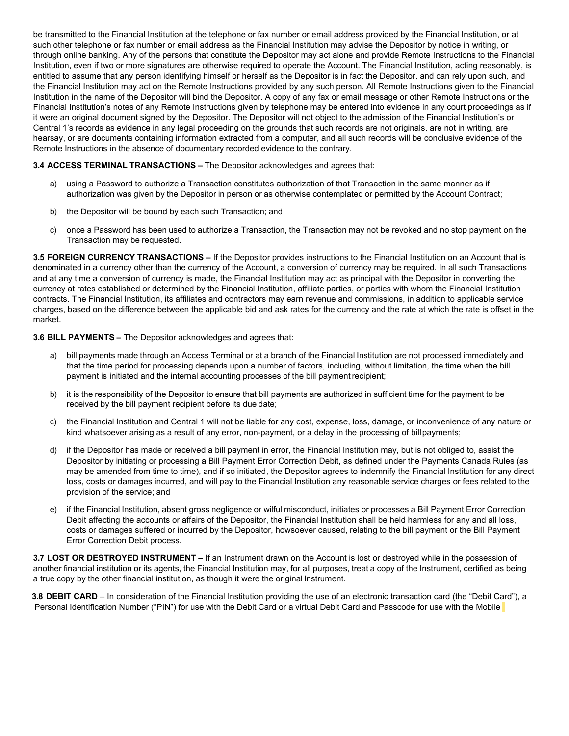be transmitted to the Financial Institution at the telephone or fax number or email address provided by the Financial Institution, or at such other telephone or fax number or email address as the Financial Institution may advise the Depositor by notice in writing, or through online banking. Any of the persons that constitute the Depositor may act alone and provide Remote Instructions to the Financial Institution, even if two or more signatures are otherwise required to operate the Account. The Financial Institution, acting reasonably, is entitled to assume that any person identifying himself or herself as the Depositor is in fact the Depositor, and can rely upon such, and the Financial Institution may act on the Remote Instructions provided by any such person. All Remote Instructions given to the Financial Institution in the name of the Depositor will bind the Depositor. A copy of any fax or email message or other Remote Instructions or the Financial Institution's notes of any Remote Instructions given by telephone may be entered into evidence in any court proceedings as if it were an original document signed by the Depositor. The Depositor will not object to the admission of the Financial Institution's or Central 1's records as evidence in any legal proceeding on the grounds that such records are not originals, are not in writing, are hearsay, or are documents containing information extracted from a computer, and all such records will be conclusive evidence of the Remote Instructions in the absence of documentary recorded evidence to the contrary.

**3.4 ACCESS TERMINAL TRANSACTIONS –** The Depositor acknowledges and agrees that:

a) using a Password to authorize a Transaction constitutes authorization of that Transaction in the same manner as if authorization was given by the Depositor in person or as otherwise contemplated or permitted by the Account Contract;

b) the Depositor will be bound by each such Transaction; and

c) once a Password has been used to authorize a Transaction, the Transaction may not be revoked and no stop payment on the Transaction may be requested.

**3.5 FOREIGN CURRENCY TRANSACTIONS –** If the Depositor provides instructions to the Financial Institution on an Account that is denominated in a currency other than the currency of the Account, a conversion of currency may be required. In all such Transactions and at any time a conversion of currency is made, the Financial Institution may act as principal with the Depositor in converting the currency at rates established or determined by the Financial Institution, affiliate parties, or parties with whom the Financial Institution contracts. The Financial Institution, its affiliates and contractors may earn revenue and commissions, in addition to applicable service charges, based on the difference between the applicable bid and ask rates for the currency and the rate at which the rate is offset in the market.

**3.6 BILL PAYMENTS –** The Depositor acknowledges and agrees that:

a) bill payments made through an Access Terminal or at a branch of the Financial Institution are not processed immediately and that the time period for processing depends upon a number of factors, including, without limitation, the time when the bill payment is initiated and the internal accounting processes of the bill payment recipient;

b) it is the responsibility of the Depositor to ensure that bill payments are authorized in sufficient time for the payment to be received by the bill payment recipient before its due date;

c) the Financial Institution and Central 1 will not be liable for any cost, expense, loss, damage, or inconvenience of any nature or kind whatsoever arising as a result of any error, non-payment, or a delay in the processing of bill payments;

d) if the Depositor has made or received a bill payment in error, the Financial Institution may, but is not obliged to, assist the Depositor by initiating or processing a Bill Payment Error Correction Debit, as defined under the Payments Canada Rules (as may be amended from time to time), and if so initiated, the Depositor agrees to indemnify the Financial Institution for any direct loss, costs or damages incurred, and will pay to the Financial Institution any reasonable service charges or fees related to the provision of the service; and

e) if the Financial Institution, absent gross negligence or wilful misconduct, initiates or processes a Bill Payment Error Correction Debit affecting the accounts or affairs of the Depositor, the Financial Institution shall be held harmless for any and all loss, costs or damages suffered or incurred by the Depositor, howsoever caused, relating to the bill payment or the Bill Payment Error Correction Debit process.

**3.7 LOST OR DESTROYED INSTRUMENT –** If an Instrument drawn on the Account is lost or destroyed while in the possession of another financial institution or its agents, the Financial Institution may, for all purposes, treat a copy of the Instrument, certified as being a true copy by the other financial institution, as though it were the original Instrument.

**3.8 DEBIT CARD** – In consideration of the Financial Institution providing the use of an electronic transaction card (the "Debit Card"), a Personal Identification Number ("PIN") for use with the Debit Card or a virtual Debit Card and Passcode for use with the Mobile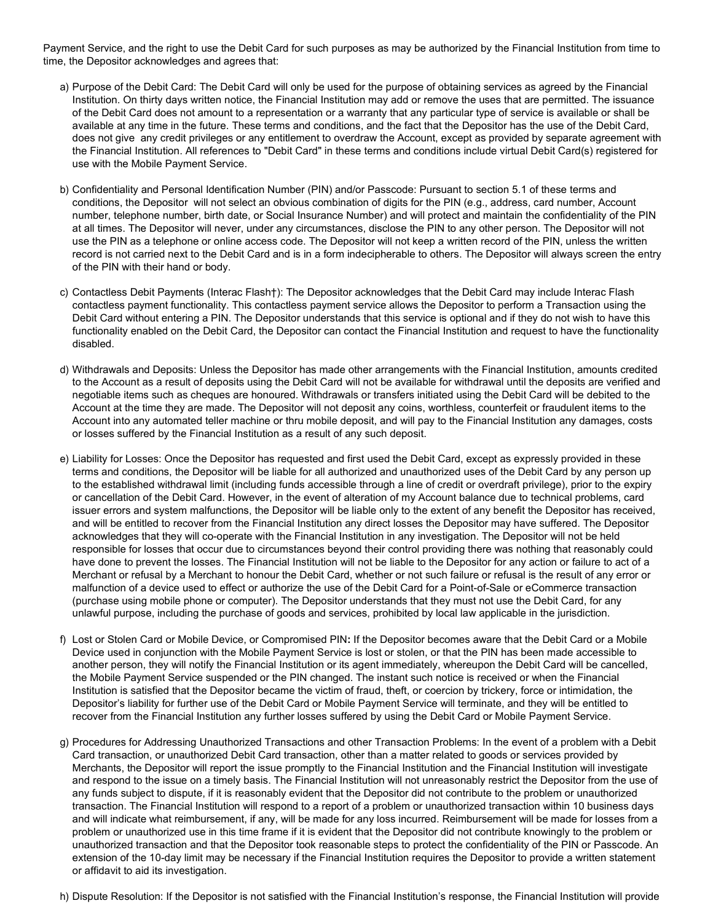Payment Service, and the right to use the Debit Card for such purposes as may be authorized by the Financial Institution from time to time, the Depositor acknowledges and agrees that:

a) Purpose of the Debit Card: The Debit Card will only be used for the purpose of obtaining services as agreed by the Financial Institution. On thirty days written notice, the Financial Institution may add or remove the uses that are permitted. The issuance of the Debit Card does not amount to a representation or a warranty that any particular type of service is available or shall be available at any time in the future. These terms and conditions, and the fact that the Depositor has the use of the Debit Card, does not give any credit privileges or any entitlement to overdraw the Account, except as provided by separate agreement with the Financial Institution. All references to "Debit Card" in these terms and conditions include virtual Debit Card(s) registered for use with the Mobile Payment Service.

b) Confidentiality and Personal Identification Number (PIN) and/or Passcode: Pursuant to section 5.1 of these terms and conditions, the Depositor will not select an obvious combination of digits for the PIN (e.g., address, card number, Account number, telephone number, birth date, or Social Insurance Number) and will protect and maintain the confidentiality of the PIN at all times. The Depositor will never, under any circumstances, disclose the PIN to any other person. The Depositor will not use the PIN as a telephone or online access code. The Depositor will not keep a written record of the PIN, unless the written record is not carried next to the Debit Card and is in a form indecipherable to others. The Depositor will always screen the entry of the PIN with their hand or body.

c) Contactless Debit Payments (Interac Flash†): The Depositor acknowledges that the Debit Card may include Interac Flash contactless payment functionality. This contactless payment service allows the Depositor to perform a Transaction using the Debit Card without entering a PIN. The Depositor understands that this service is optional and if they do not wish to have this functionality enabled on the Debit Card, the Depositor can contact the Financial Institution and request to have the functionality disabled.

d) Withdrawals and Deposits: Unless the Depositor has made other arrangements with the Financial Institution, amounts credited to the Account as a result of deposits using the Debit Card will not be available for withdrawal until the deposits are verified and negotiable items such as cheques are honoured. Withdrawals or transfers initiated using the Debit Card will be debited to the Account at the time they are made. The Depositor will not deposit any coins, worthless, counterfeit or fraudulent items to the Account into any automated teller machine or thru mobile deposit, and will pay to the Financial Institution any damages, costs or losses suffered by the Financial Institution as a result of any such deposit.

e) Liability for Losses: Once the Depositor has requested and first used the Debit Card, except as expressly provided in these terms and conditions, the Depositor will be liable for all authorized and unauthorized uses of the Debit Card by any person up to the established withdrawal limit (including funds accessible through a line of credit or overdraft privilege), prior to the expiry or cancellation of the Debit Card. However, in the event of alteration of my Account balance due to technical problems, card issuer errors and system malfunctions, the Depositor will be liable only to the extent of any benefit the Depositor has received, and will be entitled to recover from the Financial Institution any direct losses the Depositor may have suffered. The Depositor acknowledges that they will co-operate with the Financial Institution in any investigation. The Depositor will not be held responsible for losses that occur due to circumstances beyond their control providing there was nothing that reasonably could have done to prevent the losses. The Financial Institution will not be liable to the Depositor for any action or failure to act of a Merchant or refusal by a Merchant to honour the Debit Card, whether or not such failure or refusal is the result of any error or malfunction of a device used to effect or authorize the use of the Debit Card for a Point-of-Sale or eCommerce transaction (purchase using mobile phone or computer). The Depositor understands that they must not use the Debit Card, for any unlawful purpose, including the purchase of goods and services, prohibited by local law applicable in the jurisdiction.

f) Lost or Stolen Card or Mobile Device, or Compromised PIN**:** If the Depositor becomes aware that the Debit Card or a Mobile Device used in conjunction with the Mobile Payment Service is lost or stolen, or that the PIN has been made accessible to another person, they will notify the Financial Institution or its agent immediately, whereupon the Debit Card will be cancelled, the Mobile Payment Service suspended or the PIN changed. The instant such notice is received or when the Financial Institution is satisfied that the Depositor became the victim of fraud, theft, or coercion by trickery, force or intimidation, the Depositor's liability for further use of the Debit Card or Mobile Payment Service will terminate, and they will be entitled to recover from the Financial Institution any further losses suffered by using the Debit Card or Mobile Payment Service.

g) Procedures for Addressing Unauthorized Transactions and other Transaction Problems: In the event of a problem with a Debit Card transaction, or unauthorized Debit Card transaction, other than a matter related to goods or services provided by Merchants, the Depositor will report the issue promptly to the Financial Institution and the Financial Institution will investigate and respond to the issue on a timely basis. The Financial Institution will not unreasonably restrict the Depositor from the use of any funds subject to dispute, if it is reasonably evident that the Depositor did not contribute to the problem or unauthorized transaction. The Financial Institution will respond to a report of a problem or unauthorized transaction within 10 business days and will indicate what reimbursement, if any, will be made for any loss incurred. Reimbursement will be made for losses from a problem or unauthorized use in this time frame if it is evident that the Depositor did not contribute knowingly to the problem or unauthorized transaction and that the Depositor took reasonable steps to protect the confidentiality of the PIN or Passcode. An extension of the 10-day limit may be necessary if the Financial Institution requires the Depositor to provide a written statement or affidavit to aid its investigation.

h) Dispute Resolution: If the Depositor is not satisfied with the Financial Institution's response, the Financial Institution will provide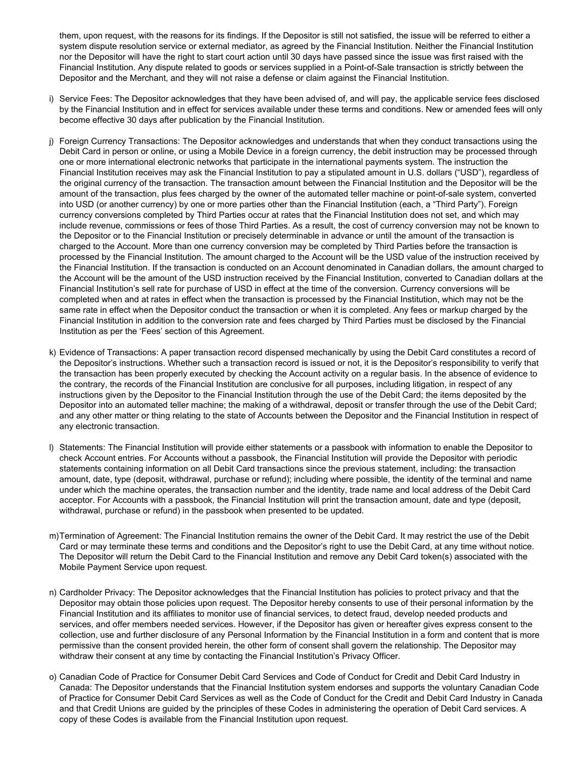them, upon request, with the reasons for its findings. If the Depositor is still not satisfied, the issue will be referred to either a system dispute resolution service or external mediator, as agreed by the Financial Institution. Neither the Financial Institution nor the Depositor will have the right to start court action until 30 days have passed since the issue was first raised with the Financial Institution. Any dispute related to goods or services supplied in a Point-of-Sale transaction is strictly between the Depositor and the Merchant, and they will not raise a defense or claim against the Financial Institution.

i) Service Fees: The Depositor acknowledges that they have been advised of, and will pay, the applicable service fees disclosed by the Financial Institution and in effect for services available under these terms and conditions. New or amended fees will only become effective 30 days after publication by the Financial Institution.

j) Foreign Currency Transactions: The Depositor acknowledges and understands that when they conduct transactions using the Debit Card in person or online, or using a Mobile Device in a foreign currency, the debit instruction may be processed through one or more international electronic networks that participate in the international payments system. The instruction the Financial Institution receives may ask the Financial Institution to pay a stipulated amount in U.S. dollars ("USD"), regardless of the original currency of the transaction. The transaction amount between the Financial Institution and the Depositor will be the amount of the transaction, plus fees charged by the owner of the automated teller machine or point-of-sale system, converted into USD (or another currency) by one or more parties other than the Financial Institution (each, a "Third Party"). Foreign currency conversions completed by Third Parties occur at rates that the Financial Institution does not set, and which may include revenue, commissions or fees of those Third Parties. As a result, the cost of currency conversion may not be known to the Depositor or to the Financial Institution or precisely determinable in advance or until the amount of the transaction is charged to the Account. More than one currency conversion may be completed by Third Parties before the transaction is processed by the Financial Institution. The amount charged to the Account will be the USD value of the instruction received by the Financial Institution. If the transaction is conducted on an Account denominated in Canadian dollars, the amount charged to the Account will be the amount of the USD instruction received by the Financial Institution, converted to Canadian dollars at the Financial Institution's sell rate for purchase of USD in effect at the time of the conversion. Currency conversions will be completed when and at rates in effect when the transaction is processed by the Financial Institution, which may not be the same rate in effect when the Depositor conduct the transaction or when it is completed. Any fees or markup charged by the Financial Institution in addition to the conversion rate and fees charged by Third Parties must be disclosed by the Financial Institution as per the 'Fees' section of this Agreement.

k) Evidence of Transactions: A paper transaction record dispensed mechanically by using the Debit Card constitutes a record of the Depositor's instructions. Whether such a transaction record is issued or not, it is the Depositor's responsibility to verify that the transaction has been properly executed by checking the Account activity on a regular basis. In the absence of evidence to the contrary, the records of the Financial Institution are conclusive for all purposes, including litigation, in respect of any instructions given by the Depositor to the Financial Institution through the use of the Debit Card; the items deposited by the Depositor into an automated teller machine; the making of a withdrawal, deposit or transfer through the use of the Debit Card; and any other matter or thing relating to the state of Accounts between the Depositor and the Financial Institution in respect of any electronic transaction.

l) Statements: The Financial Institution will provide either statements or a passbook with information to enable the Depositor to check Account entries. For Accounts without a passbook, the Financial Institution will provide the Depositor with periodic statements containing information on all Debit Card transactions since the previous statement, including: the transaction amount, date, type (deposit, withdrawal, purchase or refund); including where possible, the identity of the terminal and name under which the machine operates, the transaction number and the identity, trade name and local address of the Debit Card acceptor. For Accounts with a passbook, the Financial Institution will print the transaction amount, date and type (deposit, withdrawal, purchase or refund) in the passbook when presented to be updated.

m) Termination of Agreement: The Financial Institution remains the owner of the Debit Card. It may restrict the use of the Debit Card or may terminate these terms and conditions and the Depositor's right to use the Debit Card, at any time without notice. The Depositor will return the Debit Card to the Financial Institution and remove any Debit Card token(s) associated with the Mobile Payment Service upon request.

n) Cardholder Privacy: The Depositor acknowledges that the Financial Institution has policies to protect privacy and that the Depositor may obtain those policies upon request. The Depositor hereby consents to use of their personal information by the Financial Institution and its affiliates to monitor use of financial services, to detect fraud, develop needed products and services, and offer members needed services. However, if the Depositor has given or hereafter gives express consent to the collection, use and further disclosure of any Personal Information by the Financial Institution in a form and content that is more permissive than the consent provided herein, the other form of consent shall govern the relationship. The Depositor may withdraw their consent at any time by contacting the Financial Institution's Privacy Officer.

o) Canadian Code of Practice for Consumer Debit Card Services and Code of Conduct for Credit and Debit Card Industry in Canada: The Depositor understands that the Financial Institution system endorses and supports the voluntary Canadian Code of Practice for Consumer Debit Card Services as well as the Code of Conduct for the Credit and Debit Card Industry in Canada and that Credit Unions are guided by the principles of these Codes in administering the operation of Debit Card services. A copy of these Codes is available from the Financial Institution upon request.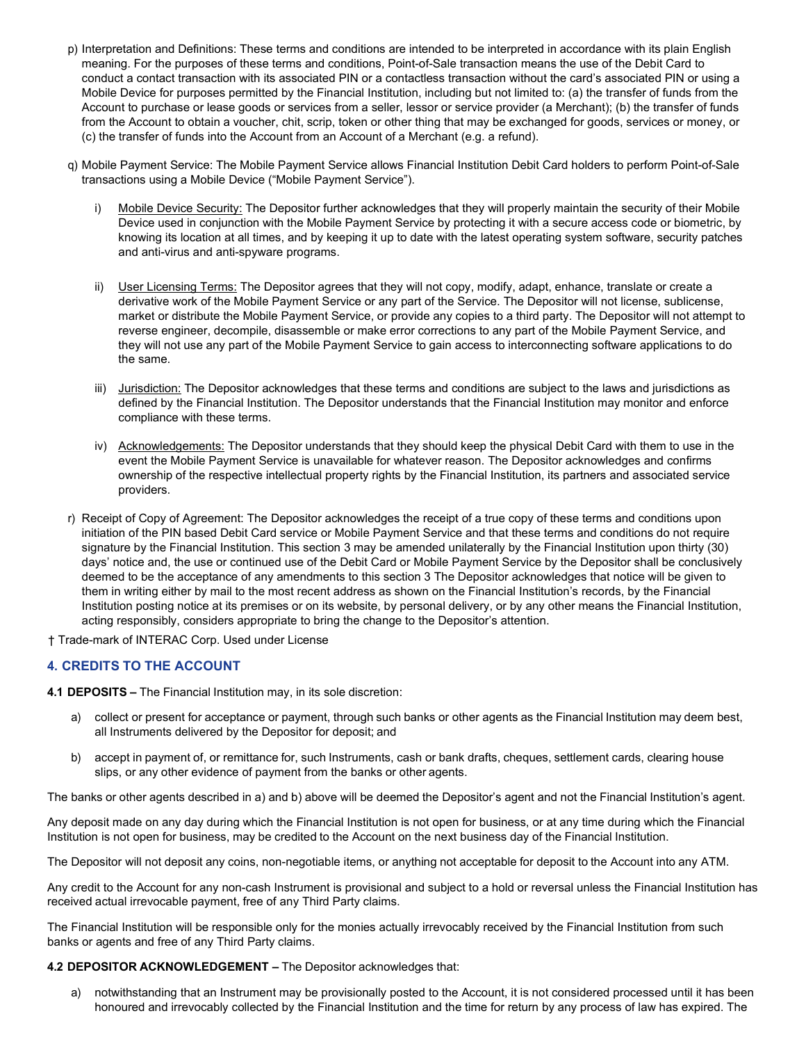p) Interpretation and Definitions: These terms and conditions are intended to be interpreted in accordance with its plain English meaning. For the purposes of these terms and conditions, Point-of-Sale transaction means the use of the Debit Card to conduct a contact transaction with its associated PIN or a contactless transaction without the card's associated PIN or using a Mobile Device for purposes permitted by the Financial Institution, including but not limited to: (a) the transfer of funds from the Account to purchase or lease goods or services from a seller, lessor or service provider (a Merchant); (b) the transfer of funds from the Account to obtain a voucher, chit, scrip, token or other thing that may be exchanged for goods, services or money, or (c) the transfer of funds into the Account from an Account of a Merchant (e.g. a refund).

q) Mobile Payment Service: The Mobile Payment Service allows Financial Institution Debit Card holders to perform Point-of-Sale transactions using a Mobile Device ("Mobile Payment Service").

  i) Mobile Device Security: The Depositor further acknowledges that they will properly maintain the security of their Mobile Device used in conjunction with the Mobile Payment Service by protecting it with a secure access code or biometric, by knowing its location at all times, and by keeping it up to date with the latest operating system software, security patches and anti-virus and anti-spyware programs.

  ii) User Licensing Terms: The Depositor agrees that they will not copy, modify, adapt, enhance, translate or create a derivative work of the Mobile Payment Service or any part of the Service. The Depositor will not license, sublicense, market or distribute the Mobile Payment Service, or provide any copies to a third party. The Depositor will not attempt to reverse engineer, decompile, disassemble or make error corrections to any part of the Mobile Payment Service, and they will not use any part of the Mobile Payment Service to gain access to interconnecting software applications to do the same.

  iii) Jurisdiction: The Depositor acknowledges that these terms and conditions are subject to the laws and jurisdictions as defined by the Financial Institution. The Depositor understands that the Financial Institution may monitor and enforce compliance with these terms.

  iv) Acknowledgements: The Depositor understands that they should keep the physical Debit Card with them to use in the event the Mobile Payment Service is unavailable for whatever reason. The Depositor acknowledges and confirms ownership of the respective intellectual property rights by the Financial Institution, its partners and associated service providers.

r) Receipt of Copy of Agreement: The Depositor acknowledges the receipt of a true copy of these terms and conditions upon initiation of the PIN based Debit Card service or Mobile Payment Service and that these terms and conditions do not require signature by the Financial Institution. This section 3 may be amended unilaterally by the Financial Institution upon thirty (30) days' notice and, the use or continued use of the Debit Card or Mobile Payment Service by the Depositor shall be conclusively deemed to be the acceptance of any amendments to this section 3 The Depositor acknowledges that notice will be given to them in writing either by mail to the most recent address as shown on the Financial Institution's records, by the Financial Institution posting notice at its premises or on its website, by personal delivery, or by any other means the Financial Institution, acting responsibly, considers appropriate to bring the change to the Depositor's attention.

† Trade-mark of INTERAC Corp. Used under License

## 4. CREDITS TO THE ACCOUNT

**4.1 DEPOSITS –** The Financial Institution may, in its sole discretion:

a) collect or present for acceptance or payment, through such banks or other agents as the Financial Institution may deem best, all Instruments delivered by the Depositor for deposit; and

b) accept in payment of, or remittance for, such Instruments, cash or bank drafts, cheques, settlement cards, clearing house slips, or any other evidence of payment from the banks or other agents.

The banks or other agents described in a) and b) above will be deemed the Depositor's agent and not the Financial Institution's agent.

Any deposit made on any day during which the Financial Institution is not open for business, or at any time during which the Financial Institution is not open for business, may be credited to the Account on the next business day of the Financial Institution.

The Depositor will not deposit any coins, non-negotiable items, or anything not acceptable for deposit to the Account into any ATM.

Any credit to the Account for any non-cash Instrument is provisional and subject to a hold or reversal unless the Financial Institution has received actual irrevocable payment, free of any Third Party claims.

The Financial Institution will be responsible only for the monies actually irrevocably received by the Financial Institution from such banks or agents and free of any Third Party claims.

**4.2 DEPOSITOR ACKNOWLEDGEMENT –** The Depositor acknowledges that:

a) notwithstanding that an Instrument may be provisionally posted to the Account, it is not considered processed until it has been honoured and irrevocably collected by the Financial Institution and the time for return by any process of law has expired. The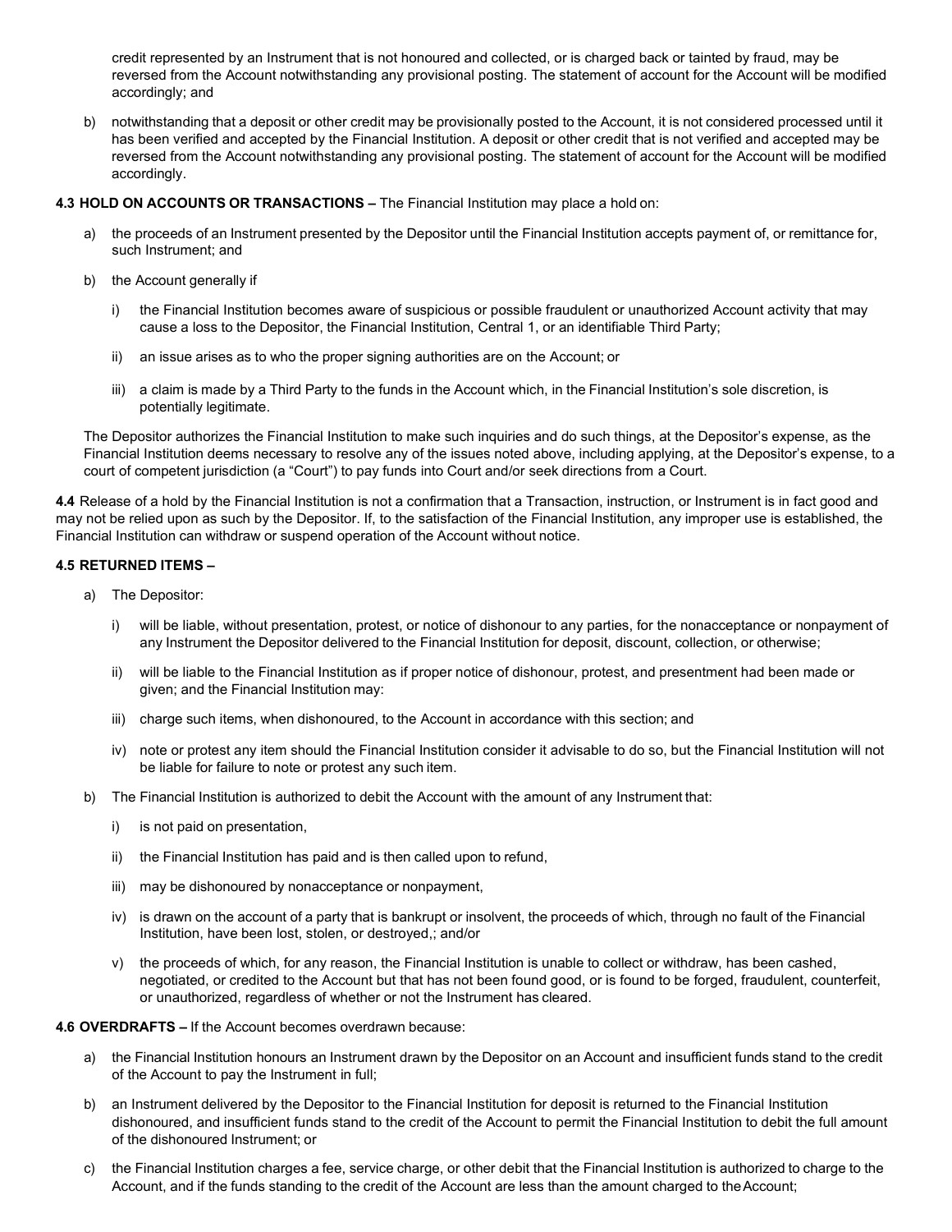credit represented by an Instrument that is not honoured and collected, or is charged back or tainted by fraud, may be reversed from the Account notwithstanding any provisional posting. The statement of account for the Account will be modified accordingly; and

b) notwithstanding that a deposit or other credit may be provisionally posted to the Account, it is not considered processed until it has been verified and accepted by the Financial Institution. A deposit or other credit that is not verified and accepted may be reversed from the Account notwithstanding any provisional posting. The statement of account for the Account will be modified accordingly.

**4.3 HOLD ON ACCOUNTS OR TRANSACTIONS –** The Financial Institution may place a hold on:

a) the proceeds of an Instrument presented by the Depositor until the Financial Institution accepts payment of, or remittance for, such Instrument; and

b) the Account generally if

   i) the Financial Institution becomes aware of suspicious or possible fraudulent or unauthorized Account activity that may cause a loss to the Depositor, the Financial Institution, Central 1, or an identifiable Third Party;

   ii) an issue arises as to who the proper signing authorities are on the Account; or

   iii) a claim is made by a Third Party to the funds in the Account which, in the Financial Institution's sole discretion, is potentially legitimate.

The Depositor authorizes the Financial Institution to make such inquiries and do such things, at the Depositor's expense, as the Financial Institution deems necessary to resolve any of the issues noted above, including applying, at the Depositor's expense, to a court of competent jurisdiction (a "Court") to pay funds into Court and/or seek directions from a Court.

**4.4** Release of a hold by the Financial Institution is not a confirmation that a Transaction, instruction, or Instrument is in fact good and may not be relied upon as such by the Depositor. If, to the satisfaction of the Financial Institution, any improper use is established, the Financial Institution can withdraw or suspend operation of the Account without notice.

**4.5 RETURNED ITEMS –**

a) The Depositor:

   i) will be liable, without presentation, protest, or notice of dishonour to any parties, for the nonacceptance or nonpayment of any Instrument the Depositor delivered to the Financial Institution for deposit, discount, collection, or otherwise;

   ii) will be liable to the Financial Institution as if proper notice of dishonour, protest, and presentment had been made or given; and the Financial Institution may:

   iii) charge such items, when dishonoured, to the Account in accordance with this section; and

   iv) note or protest any item should the Financial Institution consider it advisable to do so, but the Financial Institution will not be liable for failure to note or protest any such item.

b) The Financial Institution is authorized to debit the Account with the amount of any Instrument that:

   i) is not paid on presentation,

   ii) the Financial Institution has paid and is then called upon to refund,

   iii) may be dishonoured by nonacceptance or nonpayment,

   iv) is drawn on the account of a party that is bankrupt or insolvent, the proceeds of which, through no fault of the Financial Institution, have been lost, stolen, or destroyed,; and/or

   v) the proceeds of which, for any reason, the Financial Institution is unable to collect or withdraw, has been cashed, negotiated, or credited to the Account but that has not been found good, or is found to be forged, fraudulent, counterfeit, or unauthorized, regardless of whether or not the Instrument has cleared.

**4.6 OVERDRAFTS –** If the Account becomes overdrawn because:

a) the Financial Institution honours an Instrument drawn by the Depositor on an Account and insufficient funds stand to the credit of the Account to pay the Instrument in full;

b) an Instrument delivered by the Depositor to the Financial Institution for deposit is returned to the Financial Institution dishonoured, and insufficient funds stand to the credit of the Account to permit the Financial Institution to debit the full amount of the dishonoured Instrument; or

c) the Financial Institution charges a fee, service charge, or other debit that the Financial Institution is authorized to charge to the Account, and if the funds standing to the credit of the Account are less than the amount charged to the Account;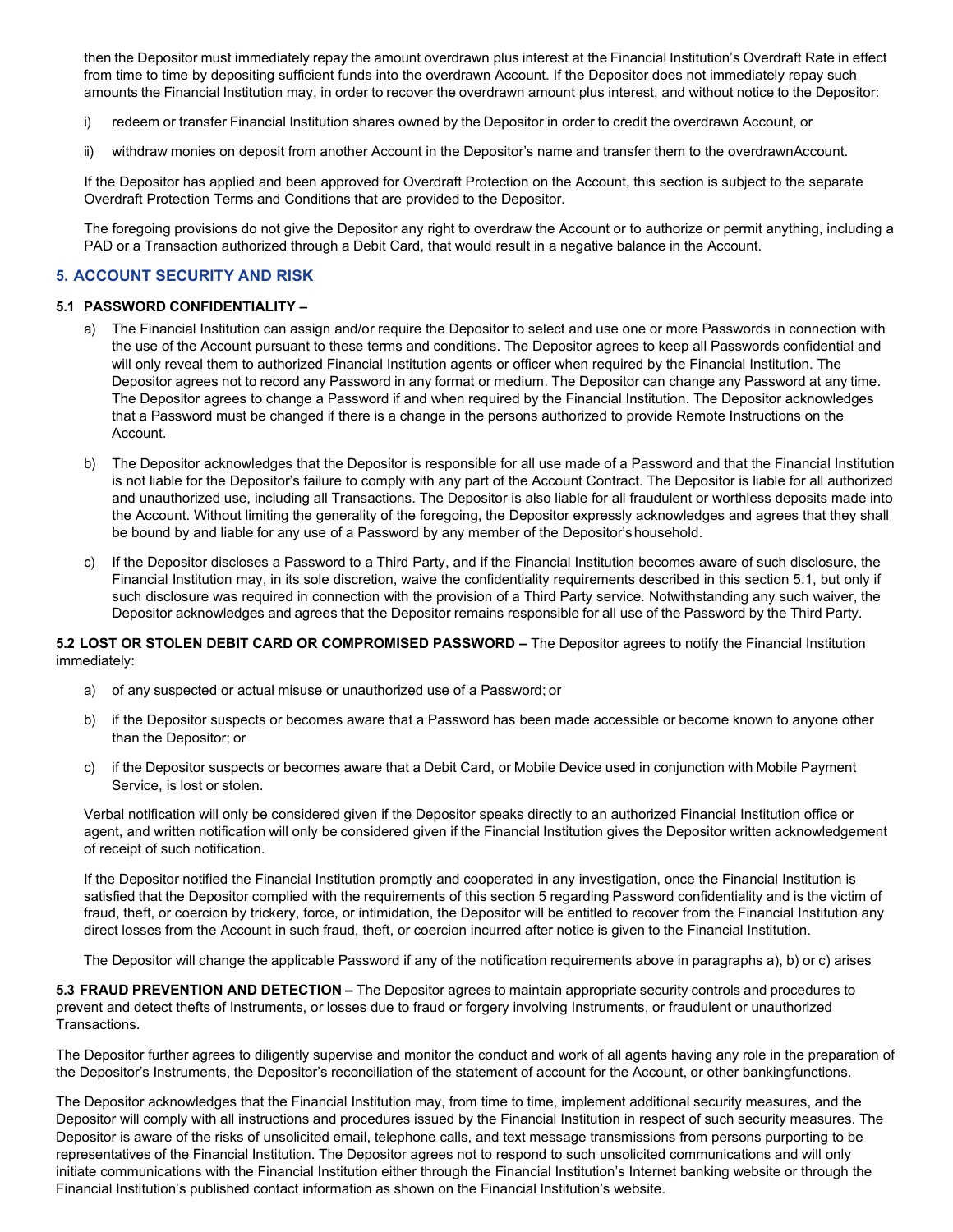then the Depositor must immediately repay the amount overdrawn plus interest at the Financial Institution's Overdraft Rate in effect from time to time by depositing sufficient funds into the overdrawn Account. If the Depositor does not immediately repay such amounts the Financial Institution may, in order to recover the overdrawn amount plus interest, and without notice to the Depositor:

i) redeem or transfer Financial Institution shares owned by the Depositor in order to credit the overdrawn Account, or

ii) withdraw monies on deposit from another Account in the Depositor's name and transfer them to the overdrawnAccount.

If the Depositor has applied and been approved for Overdraft Protection on the Account, this section is subject to the separate Overdraft Protection Terms and Conditions that are provided to the Depositor.

The foregoing provisions do not give the Depositor any right to overdraw the Account or to authorize or permit anything, including a PAD or a Transaction authorized through a Debit Card, that would result in a negative balance in the Account.

## 5. ACCOUNT SECURITY AND RISK

### 5.1 PASSWORD CONFIDENTIALITY –

a) The Financial Institution can assign and/or require the Depositor to select and use one or more Passwords in connection with the use of the Account pursuant to these terms and conditions. The Depositor agrees to keep all Passwords confidential and will only reveal them to authorized Financial Institution agents or officer when required by the Financial Institution. The Depositor agrees not to record any Password in any format or medium. The Depositor can change any Password at any time. The Depositor agrees to change a Password if and when required by the Financial Institution. The Depositor acknowledges that a Password must be changed if there is a change in the persons authorized to provide Remote Instructions on the Account.

b) The Depositor acknowledges that the Depositor is responsible for all use made of a Password and that the Financial Institution is not liable for the Depositor's failure to comply with any part of the Account Contract. The Depositor is liable for all authorized and unauthorized use, including all Transactions. The Depositor is also liable for all fraudulent or worthless deposits made into the Account. Without limiting the generality of the foregoing, the Depositor expressly acknowledges and agrees that they shall be bound by and liable for any use of a Password by any member of the Depositor's household.

c) If the Depositor discloses a Password to a Third Party, and if the Financial Institution becomes aware of such disclosure, the Financial Institution may, in its sole discretion, waive the confidentiality requirements described in this section 5.1, but only if such disclosure was required in connection with the provision of a Third Party service. Notwithstanding any such waiver, the Depositor acknowledges and agrees that the Depositor remains responsible for all use of the Password by the Third Party.

**5.2 LOST OR STOLEN DEBIT CARD OR COMPROMISED PASSWORD –** The Depositor agrees to notify the Financial Institution immediately:

a) of any suspected or actual misuse or unauthorized use of a Password; or

b) if the Depositor suspects or becomes aware that a Password has been made accessible or become known to anyone other than the Depositor; or

c) if the Depositor suspects or becomes aware that a Debit Card, or Mobile Device used in conjunction with Mobile Payment Service, is lost or stolen.

Verbal notification will only be considered given if the Depositor speaks directly to an authorized Financial Institution office or agent, and written notification will only be considered given if the Financial Institution gives the Depositor written acknowledgement of receipt of such notification.

If the Depositor notified the Financial Institution promptly and cooperated in any investigation, once the Financial Institution is satisfied that the Depositor complied with the requirements of this section 5 regarding Password confidentiality and is the victim of fraud, theft, or coercion by trickery, force, or intimidation, the Depositor will be entitled to recover from the Financial Institution any direct losses from the Account in such fraud, theft, or coercion incurred after notice is given to the Financial Institution.

The Depositor will change the applicable Password if any of the notification requirements above in paragraphs a), b) or c) arises

**5.3 FRAUD PREVENTION AND DETECTION –** The Depositor agrees to maintain appropriate security controls and procedures to prevent and detect thefts of Instruments, or losses due to fraud or forgery involving Instruments, or fraudulent or unauthorized Transactions.

The Depositor further agrees to diligently supervise and monitor the conduct and work of all agents having any role in the preparation of the Depositor's Instruments, the Depositor's reconciliation of the statement of account for the Account, or other bankingfunctions.

The Depositor acknowledges that the Financial Institution may, from time to time, implement additional security measures, and the Depositor will comply with all instructions and procedures issued by the Financial Institution in respect of such security measures. The Depositor is aware of the risks of unsolicited email, telephone calls, and text message transmissions from persons purporting to be representatives of the Financial Institution. The Depositor agrees not to respond to such unsolicited communications and will only initiate communications with the Financial Institution either through the Financial Institution's Internet banking website or through the Financial Institution's published contact information as shown on the Financial Institution's website.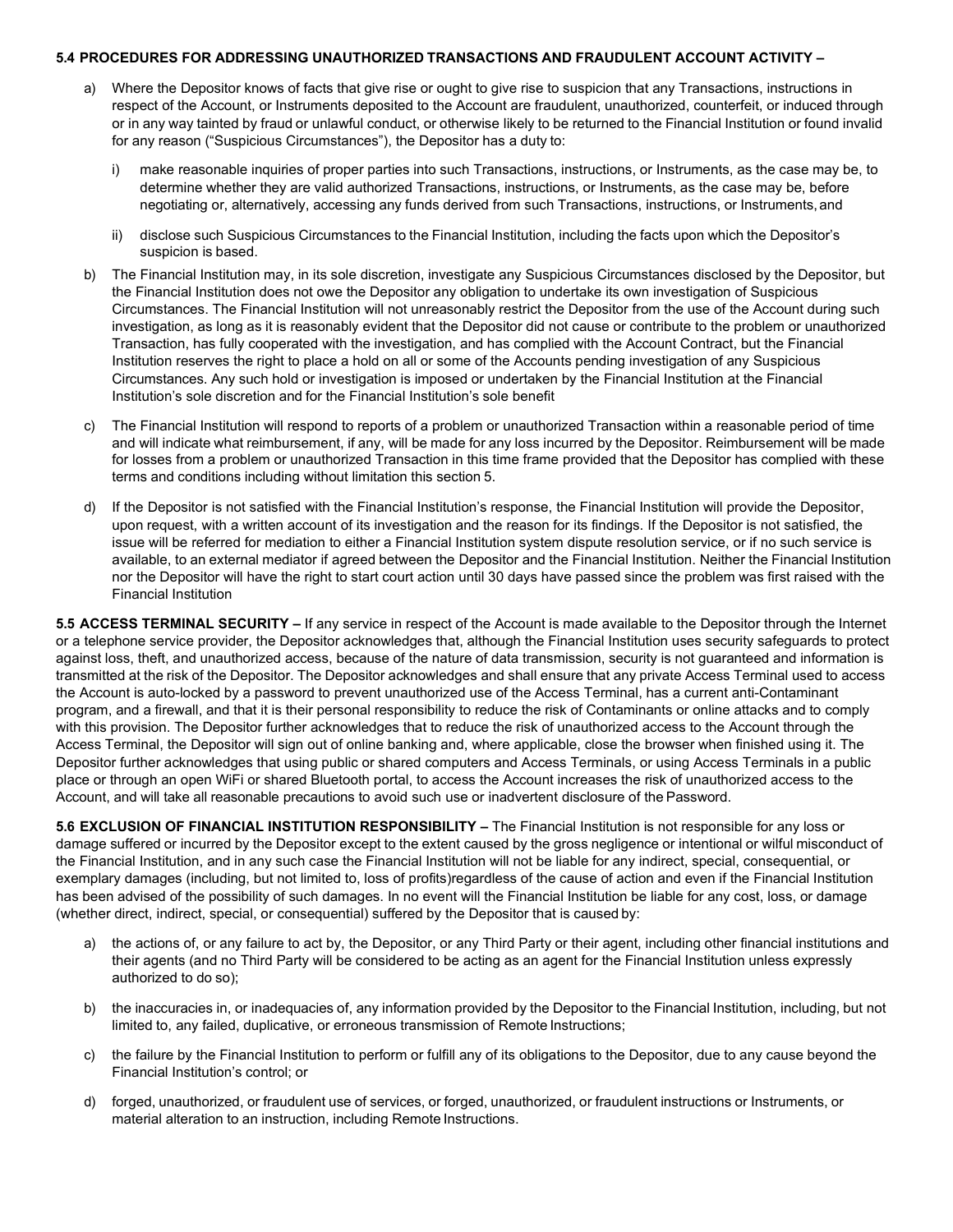**5.4 PROCEDURES FOR ADDRESSING UNAUTHORIZED TRANSACTIONS AND FRAUDULENT ACCOUNT ACTIVITY –**

a) Where the Depositor knows of facts that give rise or ought to give rise to suspicion that any Transactions, instructions in respect of the Account, or Instruments deposited to the Account are fraudulent, unauthorized, counterfeit, or induced through or in any way tainted by fraud or unlawful conduct, or otherwise likely to be returned to the Financial Institution or found invalid for any reason ("Suspicious Circumstances"), the Depositor has a duty to:

   i) make reasonable inquiries of proper parties into such Transactions, instructions, or Instruments, as the case may be, to determine whether they are valid authorized Transactions, instructions, or Instruments, as the case may be, before negotiating or, alternatively, accessing any funds derived from such Transactions, instructions, or Instruments, and

   ii) disclose such Suspicious Circumstances to the Financial Institution, including the facts upon which the Depositor's suspicion is based.

b) The Financial Institution may, in its sole discretion, investigate any Suspicious Circumstances disclosed by the Depositor, but the Financial Institution does not owe the Depositor any obligation to undertake its own investigation of Suspicious Circumstances. The Financial Institution will not unreasonably restrict the Depositor from the use of the Account during such investigation, as long as it is reasonably evident that the Depositor did not cause or contribute to the problem or unauthorized Transaction, has fully cooperated with the investigation, and has complied with the Account Contract, but the Financial Institution reserves the right to place a hold on all or some of the Accounts pending investigation of any Suspicious Circumstances. Any such hold or investigation is imposed or undertaken by the Financial Institution at the Financial Institution's sole discretion and for the Financial Institution's sole benefit

c) The Financial Institution will respond to reports of a problem or unauthorized Transaction within a reasonable period of time and will indicate what reimbursement, if any, will be made for any loss incurred by the Depositor. Reimbursement will be made for losses from a problem or unauthorized Transaction in this time frame provided that the Depositor has complied with these terms and conditions including without limitation this section 5.

d) If the Depositor is not satisfied with the Financial Institution's response, the Financial Institution will provide the Depositor, upon request, with a written account of its investigation and the reason for its findings. If the Depositor is not satisfied, the issue will be referred for mediation to either a Financial Institution system dispute resolution service, or if no such service is available, to an external mediator if agreed between the Depositor and the Financial Institution. Neither the Financial Institution nor the Depositor will have the right to start court action until 30 days have passed since the problem was first raised with the Financial Institution

**5.5 ACCESS TERMINAL SECURITY –** If any service in respect of the Account is made available to the Depositor through the Internet or a telephone service provider, the Depositor acknowledges that, although the Financial Institution uses security safeguards to protect against loss, theft, and unauthorized access, because of the nature of data transmission, security is not guaranteed and information is transmitted at the risk of the Depositor. The Depositor acknowledges and shall ensure that any private Access Terminal used to access the Account is auto-locked by a password to prevent unauthorized use of the Access Terminal, has a current anti-Contaminant program, and a firewall, and that it is their personal responsibility to reduce the risk of Contaminants or online attacks and to comply with this provision. The Depositor further acknowledges that to reduce the risk of unauthorized access to the Account through the Access Terminal, the Depositor will sign out of online banking and, where applicable, close the browser when finished using it. The Depositor further acknowledges that using public or shared computers and Access Terminals, or using Access Terminals in a public place or through an open WiFi or shared Bluetooth portal, to access the Account increases the risk of unauthorized access to the Account, and will take all reasonable precautions to avoid such use or inadvertent disclosure of the Password.

**5.6 EXCLUSION OF FINANCIAL INSTITUTION RESPONSIBILITY –** The Financial Institution is not responsible for any loss or damage suffered or incurred by the Depositor except to the extent caused by the gross negligence or intentional or wilful misconduct of the Financial Institution, and in any such case the Financial Institution will not be liable for any indirect, special, consequential, or exemplary damages (including, but not limited to, loss of profits)regardless of the cause of action and even if the Financial Institution has been advised of the possibility of such damages. In no event will the Financial Institution be liable for any cost, loss, or damage (whether direct, indirect, special, or consequential) suffered by the Depositor that is caused by:

a) the actions of, or any failure to act by, the Depositor, or any Third Party or their agent, including other financial institutions and their agents (and no Third Party will be considered to be acting as an agent for the Financial Institution unless expressly authorized to do so);

b) the inaccuracies in, or inadequacies of, any information provided by the Depositor to the Financial Institution, including, but not limited to, any failed, duplicative, or erroneous transmission of Remote Instructions;

c) the failure by the Financial Institution to perform or fulfill any of its obligations to the Depositor, due to any cause beyond the Financial Institution's control; or

d) forged, unauthorized, or fraudulent use of services, or forged, unauthorized, or fraudulent instructions or Instruments, or material alteration to an instruction, including Remote Instructions.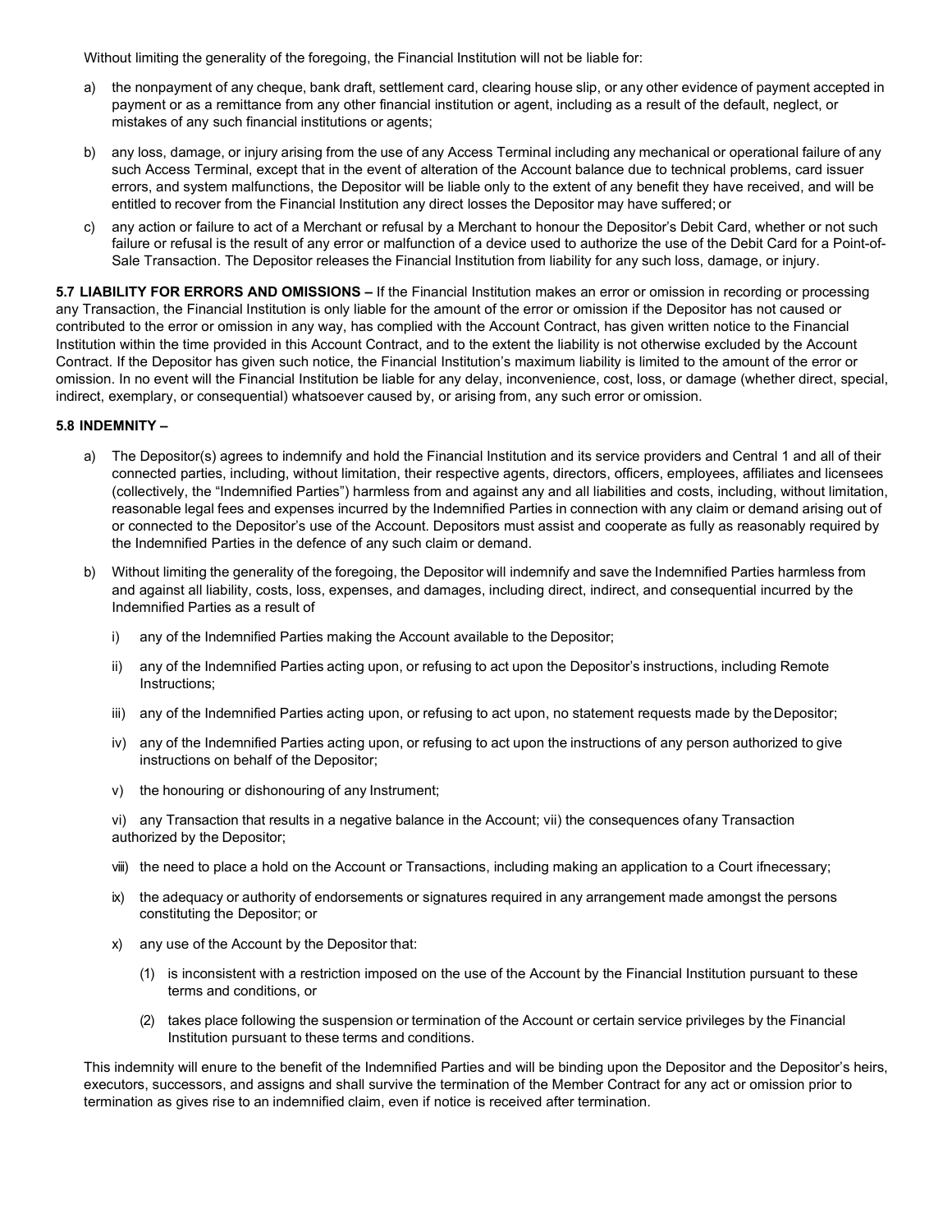Without limiting the generality of the foregoing, the Financial Institution will not be liable for:

a) the nonpayment of any cheque, bank draft, settlement card, clearing house slip, or any other evidence of payment accepted in payment or as a remittance from any other financial institution or agent, including as a result of the default, neglect, or mistakes of any such financial institutions or agents;

b) any loss, damage, or injury arising from the use of any Access Terminal including any mechanical or operational failure of any such Access Terminal, except that in the event of alteration of the Account balance due to technical problems, card issuer errors, and system malfunctions, the Depositor will be liable only to the extent of any benefit they have received, and will be entitled to recover from the Financial Institution any direct losses the Depositor may have suffered; or

c) any action or failure to act of a Merchant or refusal by a Merchant to honour the Depositor's Debit Card, whether or not such failure or refusal is the result of any error or malfunction of a device used to authorize the use of the Debit Card for a Point-of-Sale Transaction. The Depositor releases the Financial Institution from liability for any such loss, damage, or injury.

**5.7 LIABILITY FOR ERRORS AND OMISSIONS –** If the Financial Institution makes an error or omission in recording or processing any Transaction, the Financial Institution is only liable for the amount of the error or omission if the Depositor has not caused or contributed to the error or omission in any way, has complied with the Account Contract, has given written notice to the Financial Institution within the time provided in this Account Contract, and to the extent the liability is not otherwise excluded by the Account Contract. If the Depositor has given such notice, the Financial Institution's maximum liability is limited to the amount of the error or omission. In no event will the Financial Institution be liable for any delay, inconvenience, cost, loss, or damage (whether direct, special, indirect, exemplary, or consequential) whatsoever caused by, or arising from, any such error or omission.

**5.8 INDEMNITY –**

a) The Depositor(s) agrees to indemnify and hold the Financial Institution and its service providers and Central 1 and all of their connected parties, including, without limitation, their respective agents, directors, officers, employees, affiliates and licensees (collectively, the "Indemnified Parties") harmless from and against any and all liabilities and costs, including, without limitation, reasonable legal fees and expenses incurred by the Indemnified Parties in connection with any claim or demand arising out of or connected to the Depositor's use of the Account. Depositors must assist and cooperate as fully as reasonably required by the Indemnified Parties in the defence of any such claim or demand.

b) Without limiting the generality of the foregoing, the Depositor will indemnify and save the Indemnified Parties harmless from and against all liability, costs, loss, expenses, and damages, including direct, indirect, and consequential incurred by the Indemnified Parties as a result of

   i) any of the Indemnified Parties making the Account available to the Depositor;

   ii) any of the Indemnified Parties acting upon, or refusing to act upon the Depositor's instructions, including Remote Instructions;

   iii) any of the Indemnified Parties acting upon, or refusing to act upon, no statement requests made by the Depositor;

   iv) any of the Indemnified Parties acting upon, or refusing to act upon the instructions of any person authorized to give instructions on behalf of the Depositor;

   v) the honouring or dishonouring of any Instrument;

   vi) any Transaction that results in a negative balance in the Account; vii) the consequences of any Transaction authorized by the Depositor;

   viii) the need to place a hold on the Account or Transactions, including making an application to a Court if necessary;

   ix) the adequacy or authority of endorsements or signatures required in any arrangement made amongst the persons constituting the Depositor; or

   x) any use of the Account by the Depositor that:

      (1) is inconsistent with a restriction imposed on the use of the Account by the Financial Institution pursuant to these terms and conditions, or

      (2) takes place following the suspension or termination of the Account or certain service privileges by the Financial Institution pursuant to these terms and conditions.

This indemnity will enure to the benefit of the Indemnified Parties and will be binding upon the Depositor and the Depositor's heirs, executors, successors, and assigns and shall survive the termination of the Member Contract for any act or omission prior to termination as gives rise to an indemnified claim, even if notice is received after termination.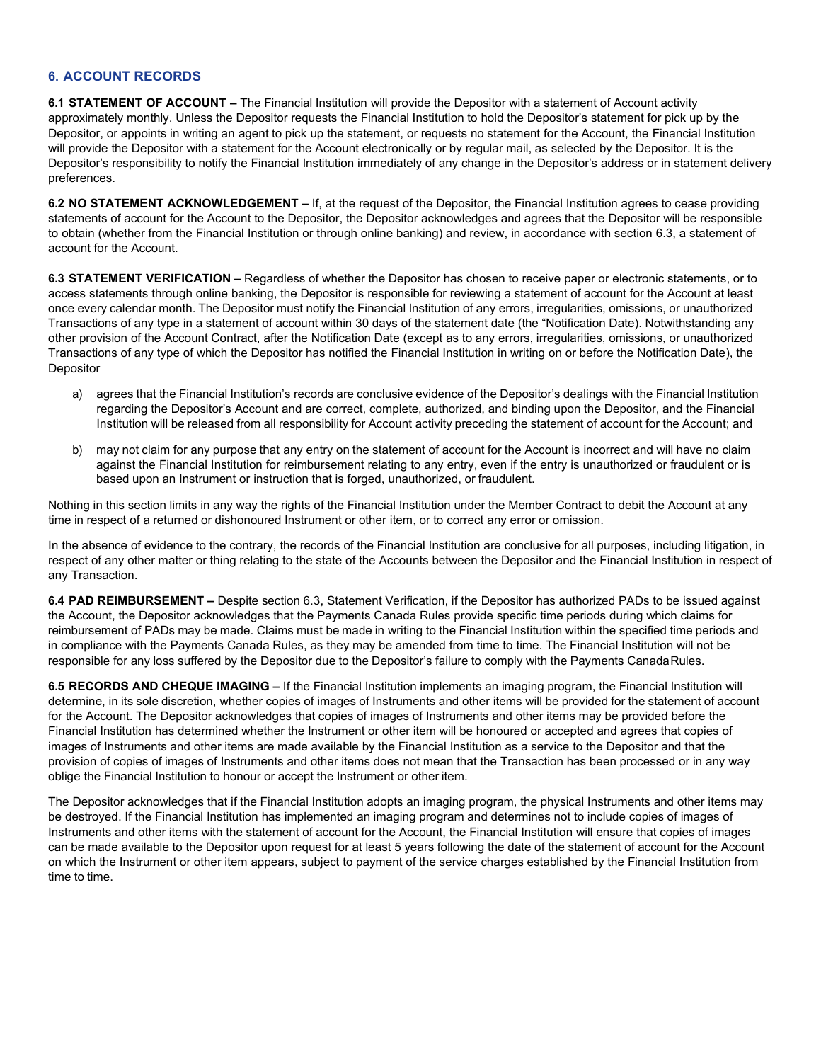## 6. ACCOUNT RECORDS

**6.1 STATEMENT OF ACCOUNT –** The Financial Institution will provide the Depositor with a statement of Account activity approximately monthly. Unless the Depositor requests the Financial Institution to hold the Depositor's statement for pick up by the Depositor, or appoints in writing an agent to pick up the statement, or requests no statement for the Account, the Financial Institution will provide the Depositor with a statement for the Account electronically or by regular mail, as selected by the Depositor. It is the Depositor's responsibility to notify the Financial Institution immediately of any change in the Depositor's address or in statement delivery preferences.

**6.2 NO STATEMENT ACKNOWLEDGEMENT –** If, at the request of the Depositor, the Financial Institution agrees to cease providing statements of account for the Account to the Depositor, the Depositor acknowledges and agrees that the Depositor will be responsible to obtain (whether from the Financial Institution or through online banking) and review, in accordance with section 6.3, a statement of account for the Account.

**6.3 STATEMENT VERIFICATION –** Regardless of whether the Depositor has chosen to receive paper or electronic statements, or to access statements through online banking, the Depositor is responsible for reviewing a statement of account for the Account at least once every calendar month. The Depositor must notify the Financial Institution of any errors, irregularities, omissions, or unauthorized Transactions of any type in a statement of account within 30 days of the statement date (the "Notification Date). Notwithstanding any other provision of the Account Contract, after the Notification Date (except as to any errors, irregularities, omissions, or unauthorized Transactions of any type of which the Depositor has notified the Financial Institution in writing on or before the Notification Date), the Depositor

a) agrees that the Financial Institution's records are conclusive evidence of the Depositor's dealings with the Financial Institution regarding the Depositor's Account and are correct, complete, authorized, and binding upon the Depositor, and the Financial Institution will be released from all responsibility for Account activity preceding the statement of account for the Account; and

b) may not claim for any purpose that any entry on the statement of account for the Account is incorrect and will have no claim against the Financial Institution for reimbursement relating to any entry, even if the entry is unauthorized or fraudulent or is based upon an Instrument or instruction that is forged, unauthorized, or fraudulent.

Nothing in this section limits in any way the rights of the Financial Institution under the Member Contract to debit the Account at any time in respect of a returned or dishonoured Instrument or other item, or to correct any error or omission.

In the absence of evidence to the contrary, the records of the Financial Institution are conclusive for all purposes, including litigation, in respect of any other matter or thing relating to the state of the Accounts between the Depositor and the Financial Institution in respect of any Transaction.

**6.4 PAD REIMBURSEMENT –** Despite section 6.3, Statement Verification, if the Depositor has authorized PADs to be issued against the Account, the Depositor acknowledges that the Payments Canada Rules provide specific time periods during which claims for reimbursement of PADs may be made. Claims must be made in writing to the Financial Institution within the specified time periods and in compliance with the Payments Canada Rules, as they may be amended from time to time. The Financial Institution will not be responsible for any loss suffered by the Depositor due to the Depositor's failure to comply with the Payments Canada Rules.

**6.5 RECORDS AND CHEQUE IMAGING –** If the Financial Institution implements an imaging program, the Financial Institution will determine, in its sole discretion, whether copies of images of Instruments and other items will be provided for the statement of account for the Account. The Depositor acknowledges that copies of images of Instruments and other items may be provided before the Financial Institution has determined whether the Instrument or other item will be honoured or accepted and agrees that copies of images of Instruments and other items are made available by the Financial Institution as a service to the Depositor and that the provision of copies of images of Instruments and other items does not mean that the Transaction has been processed or in any way oblige the Financial Institution to honour or accept the Instrument or other item.

The Depositor acknowledges that if the Financial Institution adopts an imaging program, the physical Instruments and other items may be destroyed. If the Financial Institution has implemented an imaging program and determines not to include copies of images of Instruments and other items with the statement of account for the Account, the Financial Institution will ensure that copies of images can be made available to the Depositor upon request for at least 5 years following the date of the statement of account for the Account on which the Instrument or other item appears, subject to payment of the service charges established by the Financial Institution from time to time.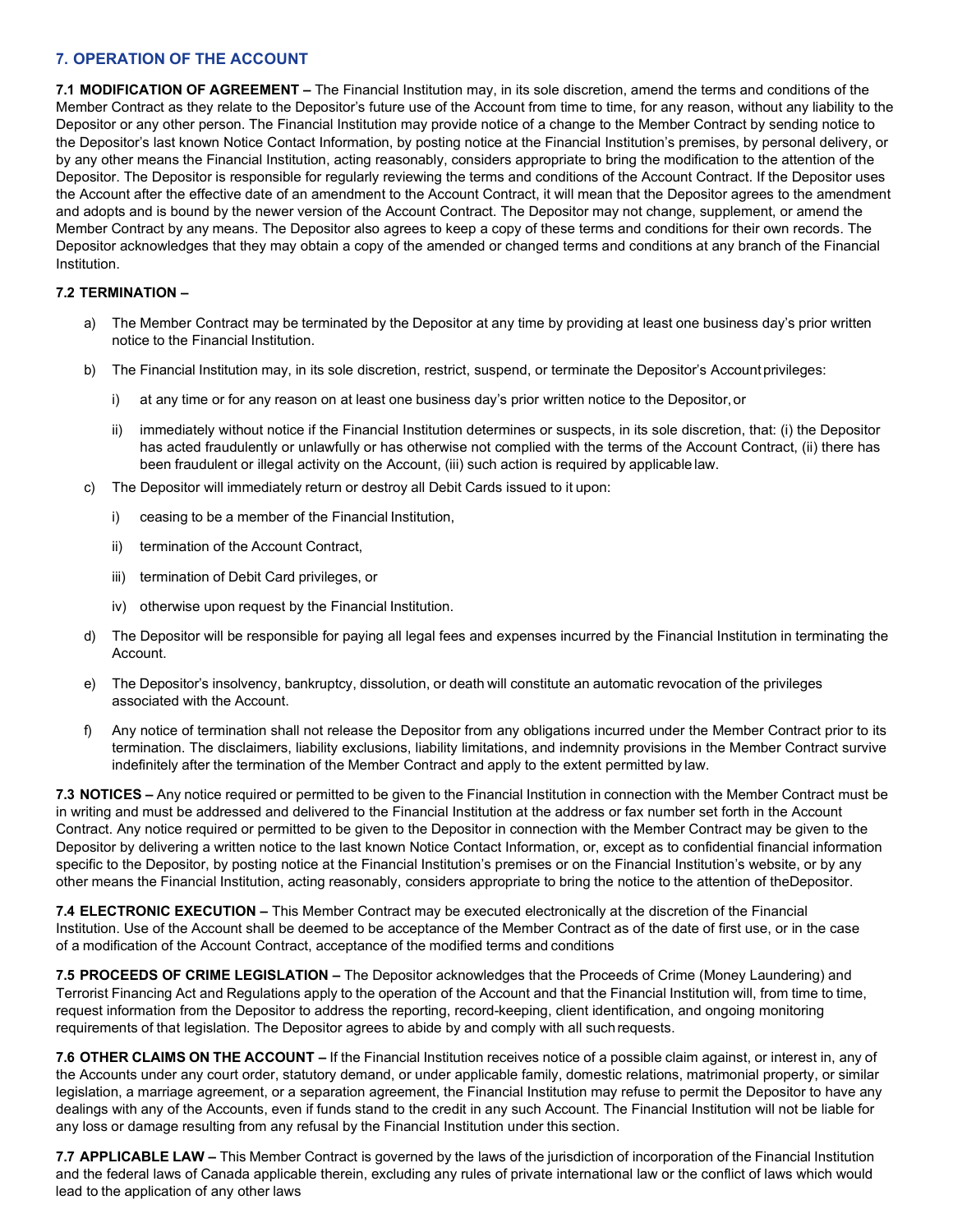## 7. OPERATION OF THE ACCOUNT

**7.1 MODIFICATION OF AGREEMENT –** The Financial Institution may, in its sole discretion, amend the terms and conditions of the Member Contract as they relate to the Depositor's future use of the Account from time to time, for any reason, without any liability to the Depositor or any other person. The Financial Institution may provide notice of a change to the Member Contract by sending notice to the Depositor's last known Notice Contact Information, by posting notice at the Financial Institution's premises, by personal delivery, or by any other means the Financial Institution, acting reasonably, considers appropriate to bring the modification to the attention of the Depositor. The Depositor is responsible for regularly reviewing the terms and conditions of the Account Contract. If the Depositor uses the Account after the effective date of an amendment to the Account Contract, it will mean that the Depositor agrees to the amendment and adopts and is bound by the newer version of the Account Contract. The Depositor may not change, supplement, or amend the Member Contract by any means. The Depositor also agrees to keep a copy of these terms and conditions for their own records. The Depositor acknowledges that they may obtain a copy of the amended or changed terms and conditions at any branch of the Financial Institution.

**7.2 TERMINATION –**

a) The Member Contract may be terminated by the Depositor at any time by providing at least one business day's prior written notice to the Financial Institution.

b) The Financial Institution may, in its sole discretion, restrict, suspend, or terminate the Depositor's Account privileges:

   i) at any time or for any reason on at least one business day's prior written notice to the Depositor, or

   ii) immediately without notice if the Financial Institution determines or suspects, in its sole discretion, that: (i) the Depositor has acted fraudulently or unlawfully or has otherwise not complied with the terms of the Account Contract, (ii) there has been fraudulent or illegal activity on the Account, (iii) such action is required by applicable law.

c) The Depositor will immediately return or destroy all Debit Cards issued to it upon:

   i) ceasing to be a member of the Financial Institution,

   ii) termination of the Account Contract,

   iii) termination of Debit Card privileges, or

   iv) otherwise upon request by the Financial Institution.

d) The Depositor will be responsible for paying all legal fees and expenses incurred by the Financial Institution in terminating the Account.

e) The Depositor's insolvency, bankruptcy, dissolution, or death will constitute an automatic revocation of the privileges associated with the Account.

f) Any notice of termination shall not release the Depositor from any obligations incurred under the Member Contract prior to its termination. The disclaimers, liability exclusions, liability limitations, and indemnity provisions in the Member Contract survive indefinitely after the termination of the Member Contract and apply to the extent permitted by law.

**7.3 NOTICES –** Any notice required or permitted to be given to the Financial Institution in connection with the Member Contract must be in writing and must be addressed and delivered to the Financial Institution at the address or fax number set forth in the Account Contract. Any notice required or permitted to be given to the Depositor in connection with the Member Contract may be given to the Depositor by delivering a written notice to the last known Notice Contact Information, or, except as to confidential financial information specific to the Depositor, by posting notice at the Financial Institution's premises or on the Financial Institution's website, or by any other means the Financial Institution, acting reasonably, considers appropriate to bring the notice to the attention of theDepositor.

**7.4 ELECTRONIC EXECUTION –** This Member Contract may be executed electronically at the discretion of the Financial Institution. Use of the Account shall be deemed to be acceptance of the Member Contract as of the date of first use, or in the case of a modification of the Account Contract, acceptance of the modified terms and conditions

**7.5 PROCEEDS OF CRIME LEGISLATION –** The Depositor acknowledges that the Proceeds of Crime (Money Laundering) and Terrorist Financing Act and Regulations apply to the operation of the Account and that the Financial Institution will, from time to time, request information from the Depositor to address the reporting, record-keeping, client identification, and ongoing monitoring requirements of that legislation. The Depositor agrees to abide by and comply with all such requests.

**7.6 OTHER CLAIMS ON THE ACCOUNT –** If the Financial Institution receives notice of a possible claim against, or interest in, any of the Accounts under any court order, statutory demand, or under applicable family, domestic relations, matrimonial property, or similar legislation, a marriage agreement, or a separation agreement, the Financial Institution may refuse to permit the Depositor to have any dealings with any of the Accounts, even if funds stand to the credit in any such Account. The Financial Institution will not be liable for any loss or damage resulting from any refusal by the Financial Institution under this section.

**7.7 APPLICABLE LAW –** This Member Contract is governed by the laws of the jurisdiction of incorporation of the Financial Institution and the federal laws of Canada applicable therein, excluding any rules of private international law or the conflict of laws which would lead to the application of any other laws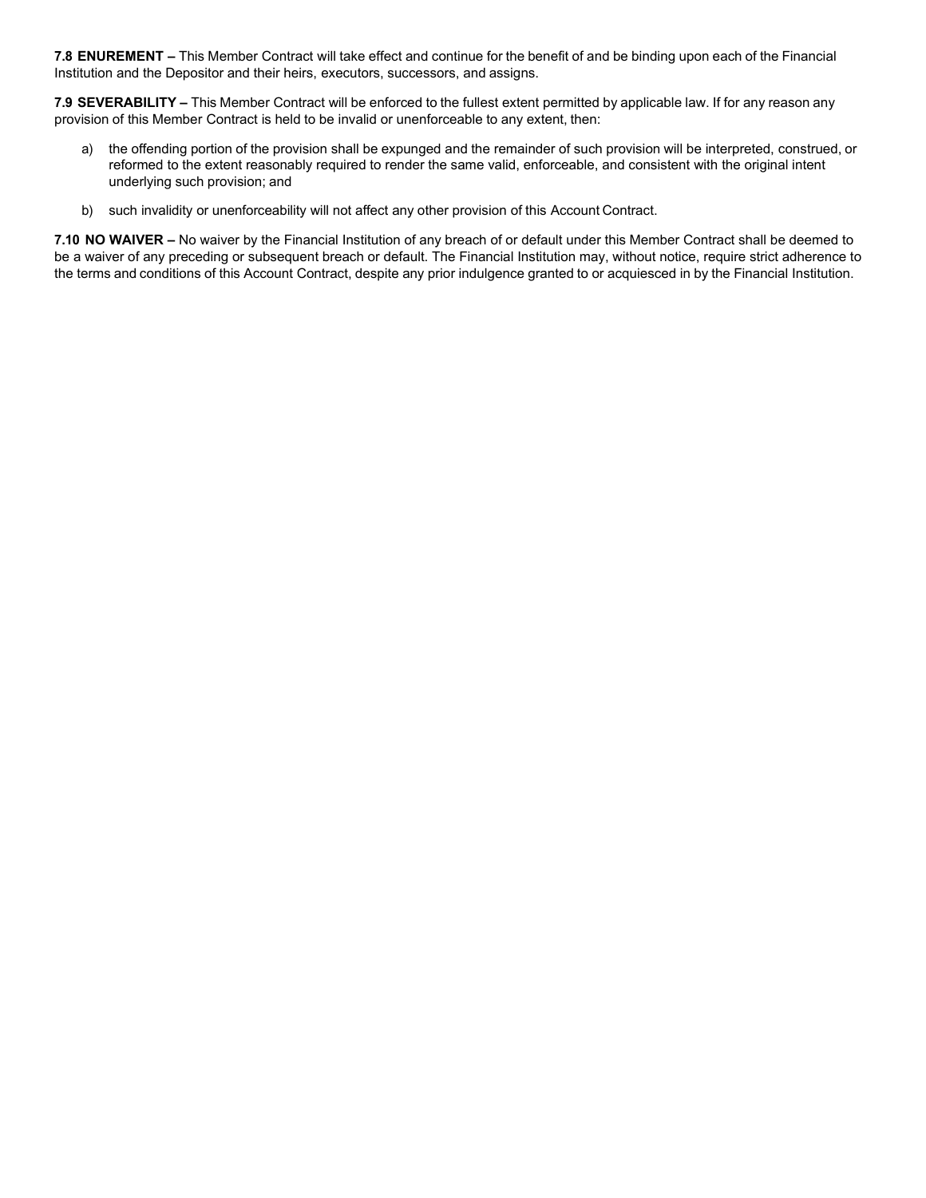**7.8 ENUREMENT –** This Member Contract will take effect and continue for the benefit of and be binding upon each of the Financial Institution and the Depositor and their heirs, executors, successors, and assigns.

**7.9 SEVERABILITY –** This Member Contract will be enforced to the fullest extent permitted by applicable law. If for any reason any provision of this Member Contract is held to be invalid or unenforceable to any extent, then:

a) the offending portion of the provision shall be expunged and the remainder of such provision will be interpreted, construed, or reformed to the extent reasonably required to render the same valid, enforceable, and consistent with the original intent underlying such provision; and

b) such invalidity or unenforceability will not affect any other provision of this Account Contract.

**7.10 NO WAIVER –** No waiver by the Financial Institution of any breach of or default under this Member Contract shall be deemed to be a waiver of any preceding or subsequent breach or default. The Financial Institution may, without notice, require strict adherence to the terms and conditions of this Account Contract, despite any prior indulgence granted to or acquiesced in by the Financial Institution.